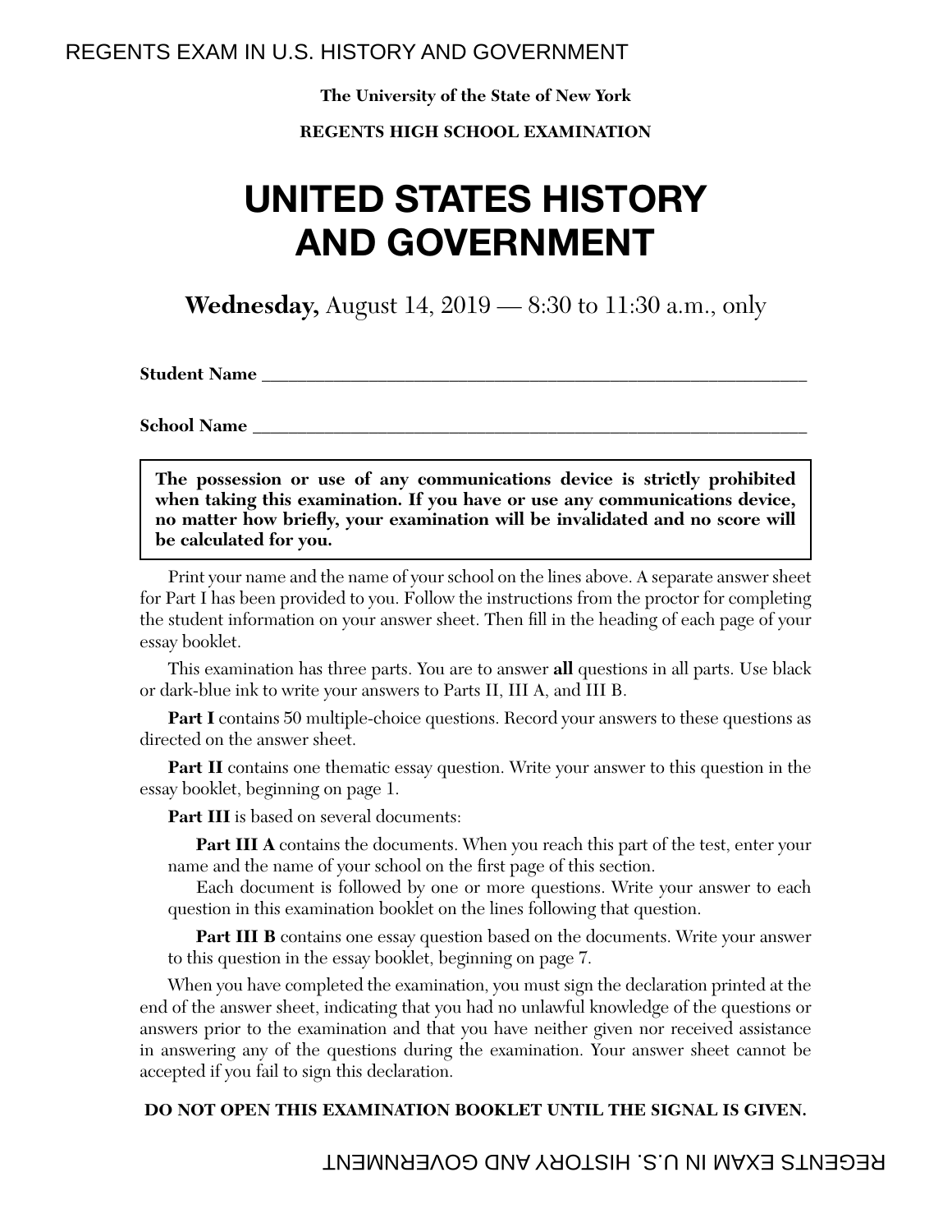The University of the State of New York

**REGENTS HIGH SCHOOL EXAMINATION**

# UNITED STATES HISTORY AND GOVERNMENT

**Wednesday,** August 14, 2019 — 8:30 to 11:30 a.m., only

**Student Name** ______________________________________________________________

**School Name** ______________________________________________________________

**The possession or use of any communications device is strictly prohibited when taking this examination. If you have or use any communications device, no matter how briefly, your examination will be invalidated and no score will be calculated for you.**

Print your name and the name of your school on the lines above. A separate answer sheet for Part I has been provided to you. Follow the instructions from the proctor for completing the student information on your answer sheet. Then fill in the heading of each page of your essay booklet.

This examination has three parts. You are to answer **all** questions in all parts. Use black or dark-blue ink to write your answers to Parts II, III A, and III B.

**Part I** contains 50 multiple-choice questions. Record your answers to these questions as directed on the answer sheet.

**Part II** contains one thematic essay question. Write your answer to this question in the essay booklet, beginning on page 1.

**Part III** is based on several documents:

**Part III A** contains the documents. When you reach this part of the test, enter your name and the name of your school on the first page of this section.

Each document is followed by one or more questions. Write your answer to each question in this examination booklet on the lines following that question.

**Part III B** contains one essay question based on the documents. Write your answer to this question in the essay booklet, beginning on page 7.

When you have completed the examination, you must sign the declaration printed at the end of the answer sheet, indicating that you had no unlawful knowledge of the questions or answers prior to the examination and that you have neither given nor received assistance in answering any of the questions during the examination. Your answer sheet cannot be accepted if you fail to sign this declaration.

**DO NOT OPEN THIS EXAMINATION BOOKLET UNTIL THE SIGNAL IS GIVEN.**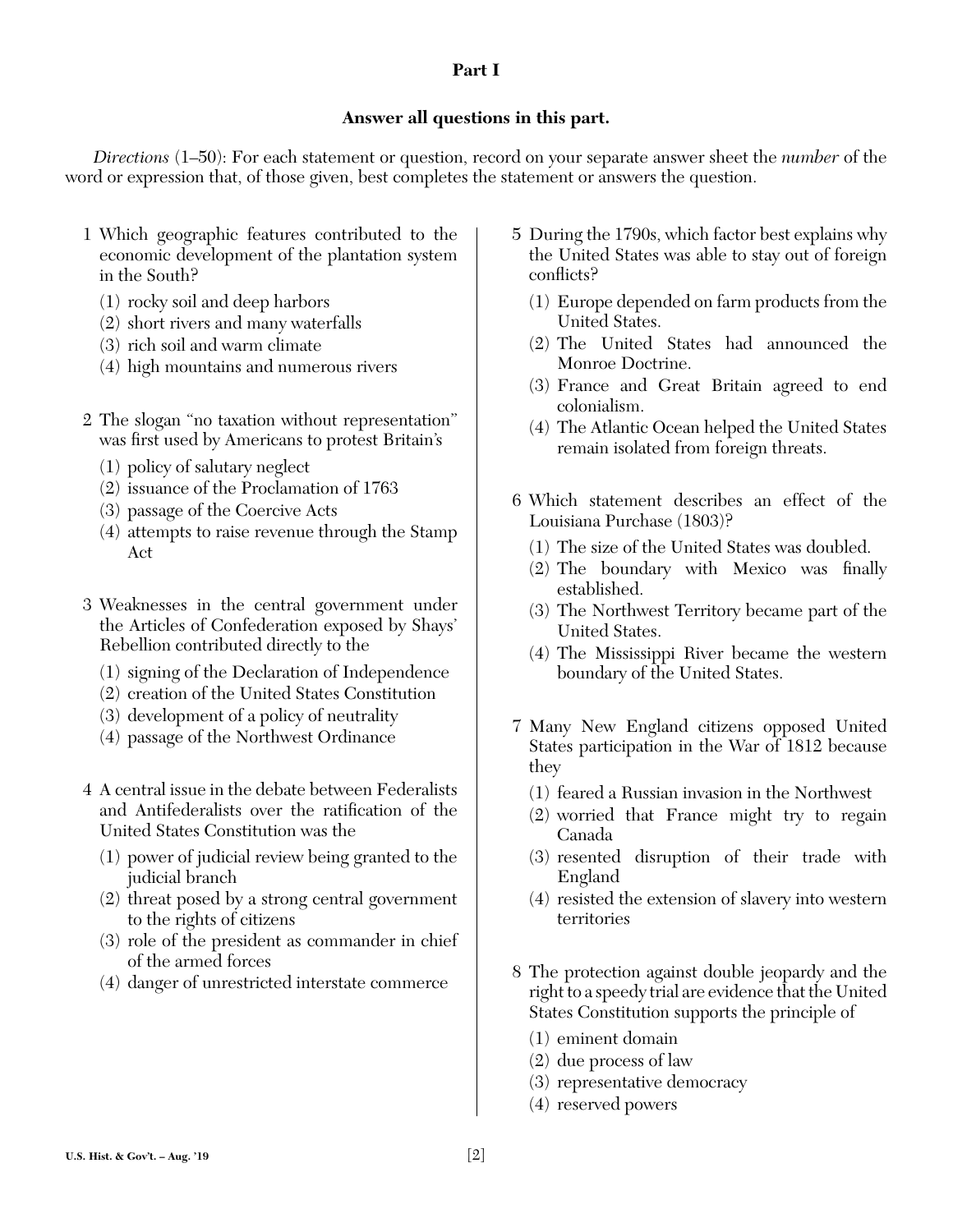## Part I

**Answer all questions in this part.**

*Directions* (1–50): For each statement or question, record on your separate answer sheet the *number* of the word or expression that, of those given, best completes the statement or answers the question.

1 Which geographic features contributed to the economic development of the plantation system in the South?

(1) rocky soil and deep harbors
(2) short rivers and many waterfalls
(3) rich soil and warm climate
(4) high mountains and numerous rivers

2 The slogan "no taxation without representation" was first used by Americans to protest Britain's

(1) policy of salutary neglect
(2) issuance of the Proclamation of 1763
(3) passage of the Coercive Acts
(4) attempts to raise revenue through the Stamp Act

3 Weaknesses in the central government under the Articles of Confederation exposed by Shays' Rebellion contributed directly to the

(1) signing of the Declaration of Independence
(2) creation of the United States Constitution
(3) development of a policy of neutrality
(4) passage of the Northwest Ordinance

4 A central issue in the debate between Federalists and Antifederalists over the ratification of the United States Constitution was the

(1) power of judicial review being granted to the judicial branch
(2) threat posed by a strong central government to the rights of citizens
(3) role of the president as commander in chief of the armed forces
(4) danger of unrestricted interstate commerce

5 During the 1790s, which factor best explains why the United States was able to stay out of foreign conflicts?

(1) Europe depended on farm products from the United States.
(2) The United States had announced the Monroe Doctrine.
(3) France and Great Britain agreed to end colonialism.
(4) The Atlantic Ocean helped the United States remain isolated from foreign threats.

6 Which statement describes an effect of the Louisiana Purchase (1803)?

(1) The size of the United States was doubled.
(2) The boundary with Mexico was finally established.
(3) The Northwest Territory became part of the United States.
(4) The Mississippi River became the western boundary of the United States.

7 Many New England citizens opposed United States participation in the War of 1812 because they

(1) feared a Russian invasion in the Northwest
(2) worried that France might try to regain Canada
(3) resented disruption of their trade with England
(4) resisted the extension of slavery into western territories

8 The protection against double jeopardy and the right to a speedy trial are evidence that the United States Constitution supports the principle of

(1) eminent domain
(2) due process of law
(3) representative democracy
(4) reserved powers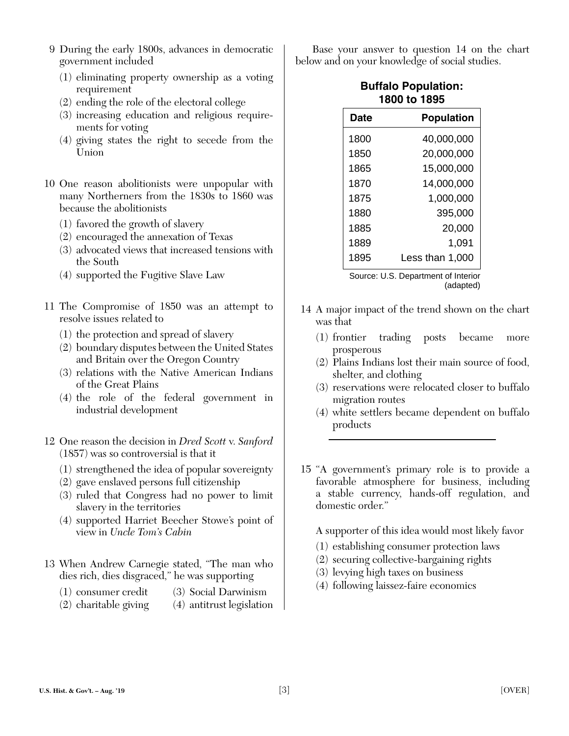9 During the early 1800s, advances in democratic government included

(1) eliminating property ownership as a voting requirement
(2) ending the role of the electoral college
(3) increasing education and religious requirements for voting
(4) giving states the right to secede from the Union

10 One reason abolitionists were unpopular with many Northerners from the 1830s to 1860 was because the abolitionists

(1) favored the growth of slavery
(2) encouraged the annexation of Texas
(3) advocated views that increased tensions with the South
(4) supported the Fugitive Slave Law

11 The Compromise of 1850 was an attempt to resolve issues related to

(1) the protection and spread of slavery
(2) boundary disputes between the United States and Britain over the Oregon Country
(3) relations with the Native American Indians of the Great Plains
(4) the role of the federal government in industrial development

12 One reason the decision in *Dred Scott* v. *Sanford* (1857) was so controversial is that it

(1) strengthened the idea of popular sovereignty
(2) gave enslaved persons full citizenship
(3) ruled that Congress had no power to limit slavery in the territories
(4) supported Harriet Beecher Stowe's point of view in *Uncle Tom's Cabin*

13 When Andrew Carnegie stated, "The man who dies rich, dies disgraced," he was supporting

(1) consumer credit
(2) charitable giving
(3) Social Darwinism
(4) antitrust legislation

Base your answer to question 14 on the chart below and on your knowledge of social studies.

**Buffalo Population: 1800 to 1895**

| Date | Population |
|---|---|
| 1800 | 40,000,000 |
| 1850 | 20,000,000 |
| 1865 | 15,000,000 |
| 1870 | 14,000,000 |
| 1875 | 1,000,000 |
| 1880 | 395,000 |
| 1885 | 20,000 |
| 1889 | 1,091 |
| 1895 | Less than 1,000 |

Source: U.S. Department of Interior (adapted)

14 A major impact of the trend shown on the chart was that

(1) frontier trading posts became more prosperous
(2) Plains Indians lost their main source of food, shelter, and clothing
(3) reservations were relocated closer to buffalo migration routes
(4) white settlers became dependent on buffalo products

15 "A government's primary role is to provide a favorable atmosphere for business, including a stable currency, hands-off regulation, and domestic order."

A supporter of this idea would most likely favor

(1) establishing consumer protection laws
(2) securing collective-bargaining rights
(3) levying high taxes on business
(4) following laissez-faire economics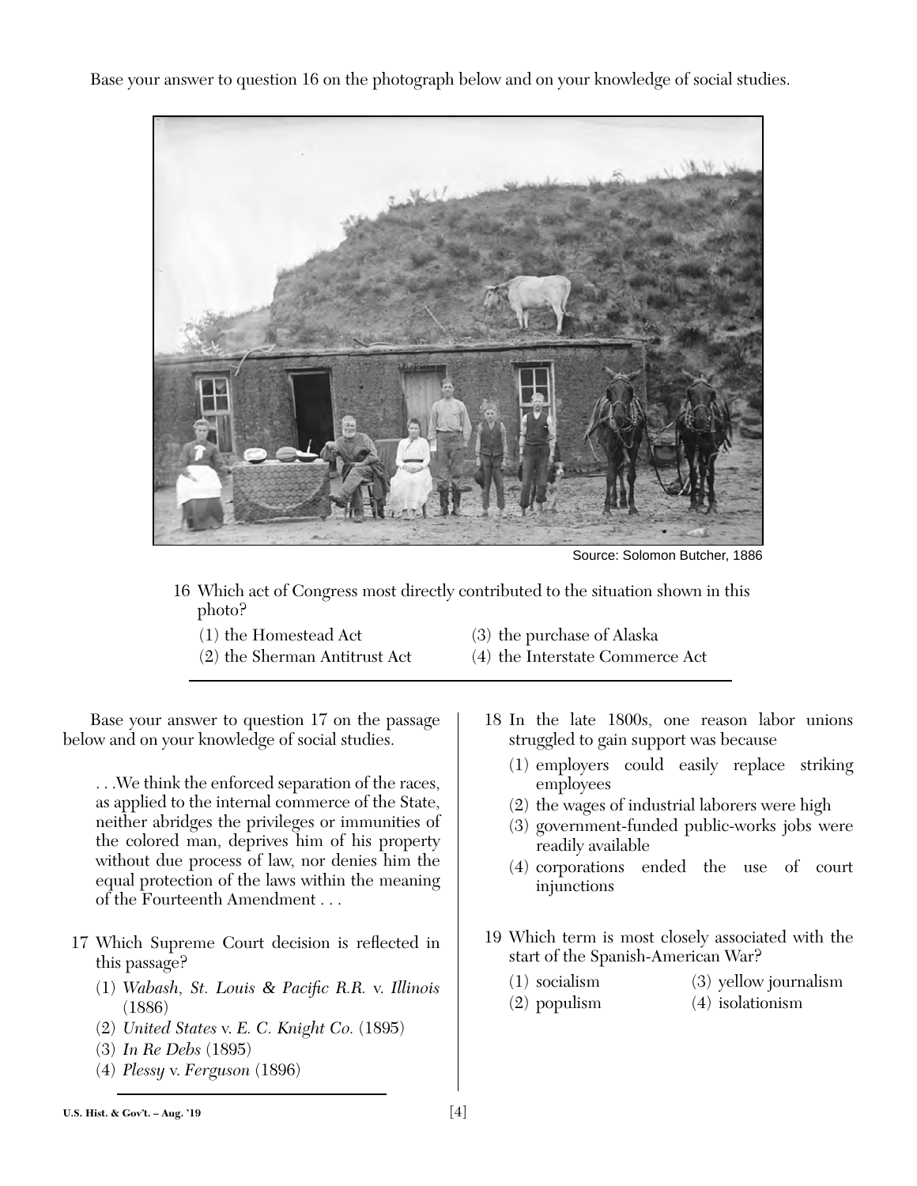Base your answer to question 16 on the photograph below and on your knowledge of social studies.

Source: Solomon Butcher, 1886

16 Which act of Congress most directly contributed to the situation shown in this photo?

(1) the Homestead Act
(2) the Sherman Antitrust Act
(3) the purchase of Alaska
(4) the Interstate Commerce Act

Base your answer to question 17 on the passage below and on your knowledge of social studies.

> . . .We think the enforced separation of the races, as applied to the internal commerce of the State, neither abridges the privileges or immunities of the colored man, deprives him of his property without due process of law, nor denies him the equal protection of the laws within the meaning of the Fourteenth Amendment . . .

17 Which Supreme Court decision is reflected in this passage?

(1) *Wabash, St. Louis & Pacific R.R.* v. *Illinois* (1886)
(2) *United States* v. *E. C. Knight Co.* (1895)
(3) *In Re Debs* (1895)
(4) *Plessy* v. *Ferguson* (1896)

18 In the late 1800s, one reason labor unions struggled to gain support was because

(1) employers could easily replace striking employees
(2) the wages of industrial laborers were high
(3) government-funded public-works jobs were readily available
(4) corporations ended the use of court injunctions

19 Which term is most closely associated with the start of the Spanish-American War?

(1) socialism
(2) populism
(3) yellow journalism
(4) isolationism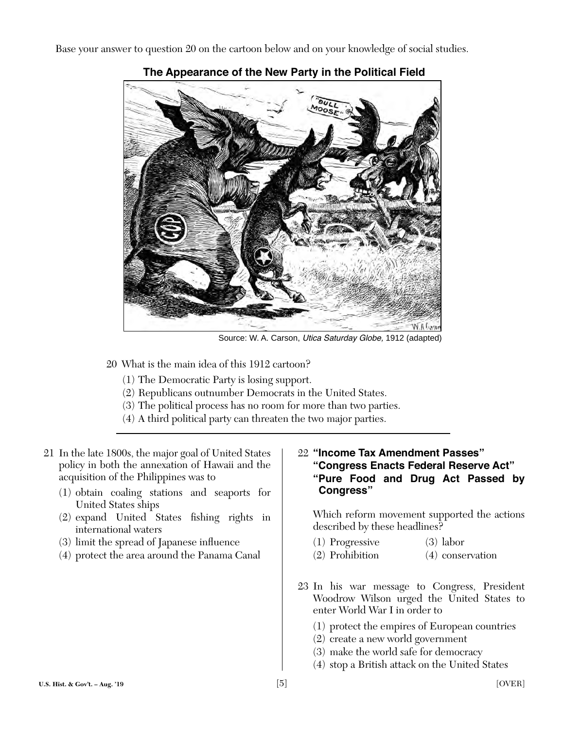Base your answer to question 20 on the cartoon below and on your knowledge of social studies.

**The Appearance of the New Party in the Political Field**

Source: W. A. Carson, *Utica Saturday Globe*, 1912 (adapted)

20 What is the main idea of this 1912 cartoon?

(1) The Democratic Party is losing support.
(2) Republicans outnumber Democrats in the United States.
(3) The political process has no room for more than two parties.
(4) A third political party can threaten the two major parties.

21 In the late 1800s, the major goal of United States policy in both the annexation of Hawaii and the acquisition of the Philippines was to

(1) obtain coaling stations and seaports for United States ships
(2) expand United States fishing rights in international waters
(3) limit the spread of Japanese influence
(4) protect the area around the Panama Canal

22 **"Income Tax Amendment Passes"**
**"Congress Enacts Federal Reserve Act"**
**"Pure Food and Drug Act Passed by Congress"**

Which reform movement supported the actions described by these headlines?

(1) Progressive
(2) Prohibition
(3) labor
(4) conservation

23 In his war message to Congress, President Woodrow Wilson urged the United States to enter World War I in order to

(1) protect the empires of European countries
(2) create a new world government
(3) make the world safe for democracy
(4) stop a British attack on the United States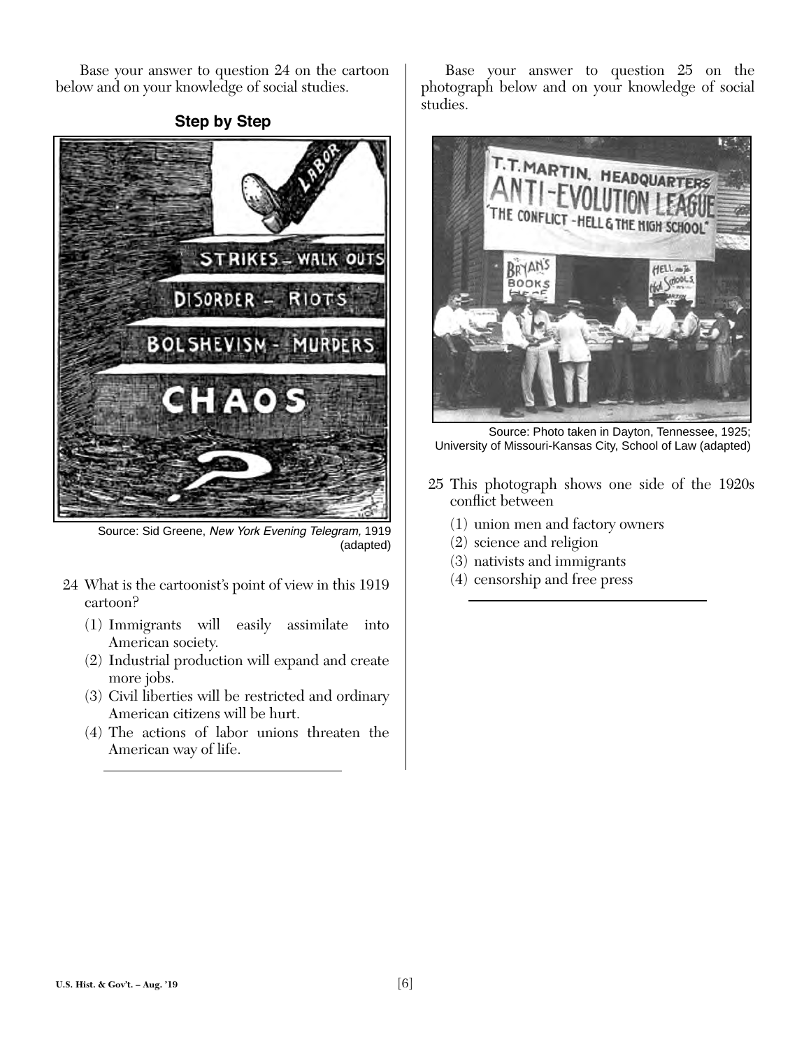Base your answer to question 24 on the cartoon below and on your knowledge of social studies.

**Step by Step**

Source: Sid Greene, *New York Evening Telegram,* 1919 (adapted)

24 What is the cartoonist's point of view in this 1919 cartoon?

(1) Immigrants will easily assimilate into American society.
(2) Industrial production will expand and create more jobs.
(3) Civil liberties will be restricted and ordinary American citizens will be hurt.
(4) The actions of labor unions threaten the American way of life.

Base your answer to question 25 on the photograph below and on your knowledge of social studies.

Source: Photo taken in Dayton, Tennessee, 1925; University of Missouri-Kansas City, School of Law (adapted)

25 This photograph shows one side of the 1920s conflict between

(1) union men and factory owners
(2) science and religion
(3) nativists and immigrants
(4) censorship and free press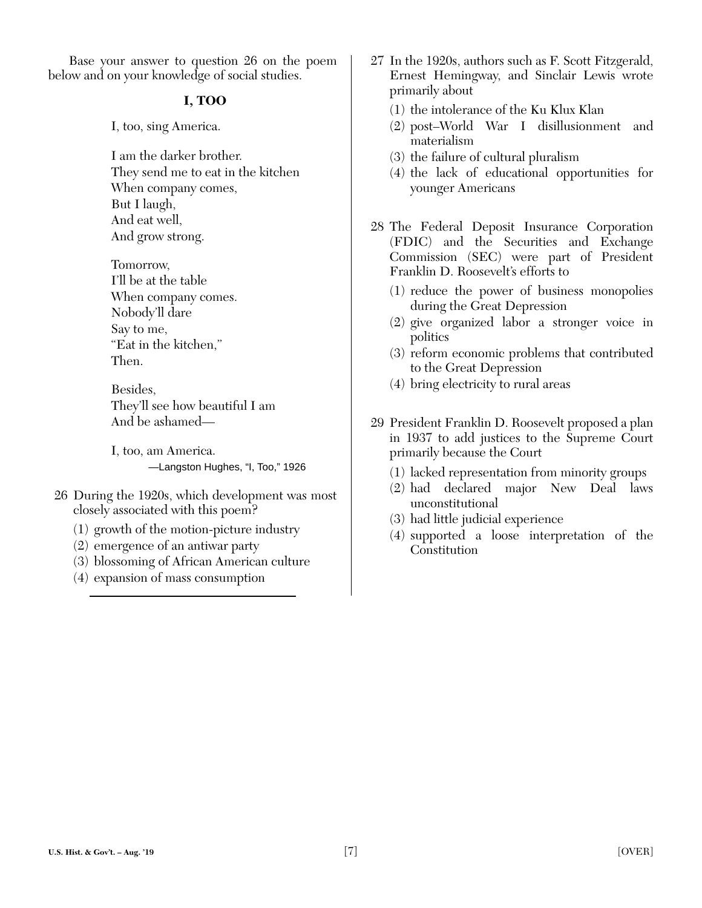Base your answer to question 26 on the poem below and on your knowledge of social studies.

**I, TOO**

I, too, sing America.

I am the darker brother.
They send me to eat in the kitchen
When company comes,
But I laugh,
And eat well,
And grow strong.

Tomorrow,
I'll be at the table
When company comes.
Nobody'll dare
Say to me,
"Eat in the kitchen,"
Then.

Besides,
They'll see how beautiful I am
And be ashamed—

I, too, am America.

—Langston Hughes, "I, Too," 1926

26 During the 1920s, which development was most closely associated with this poem?

(1) growth of the motion-picture industry
(2) emergence of an antiwar party
(3) blossoming of African American culture
(4) expansion of mass consumption

27 In the 1920s, authors such as F. Scott Fitzgerald, Ernest Hemingway, and Sinclair Lewis wrote primarily about

(1) the intolerance of the Ku Klux Klan
(2) post–World War I disillusionment and materialism
(3) the failure of cultural pluralism
(4) the lack of educational opportunities for younger Americans

28 The Federal Deposit Insurance Corporation (FDIC) and the Securities and Exchange Commission (SEC) were part of President Franklin D. Roosevelt's efforts to

(1) reduce the power of business monopolies during the Great Depression
(2) give organized labor a stronger voice in politics
(3) reform economic problems that contributed to the Great Depression
(4) bring electricity to rural areas

29 President Franklin D. Roosevelt proposed a plan in 1937 to add justices to the Supreme Court primarily because the Court

(1) lacked representation from minority groups
(2) had declared major New Deal laws unconstitutional
(3) had little judicial experience
(4) supported a loose interpretation of the Constitution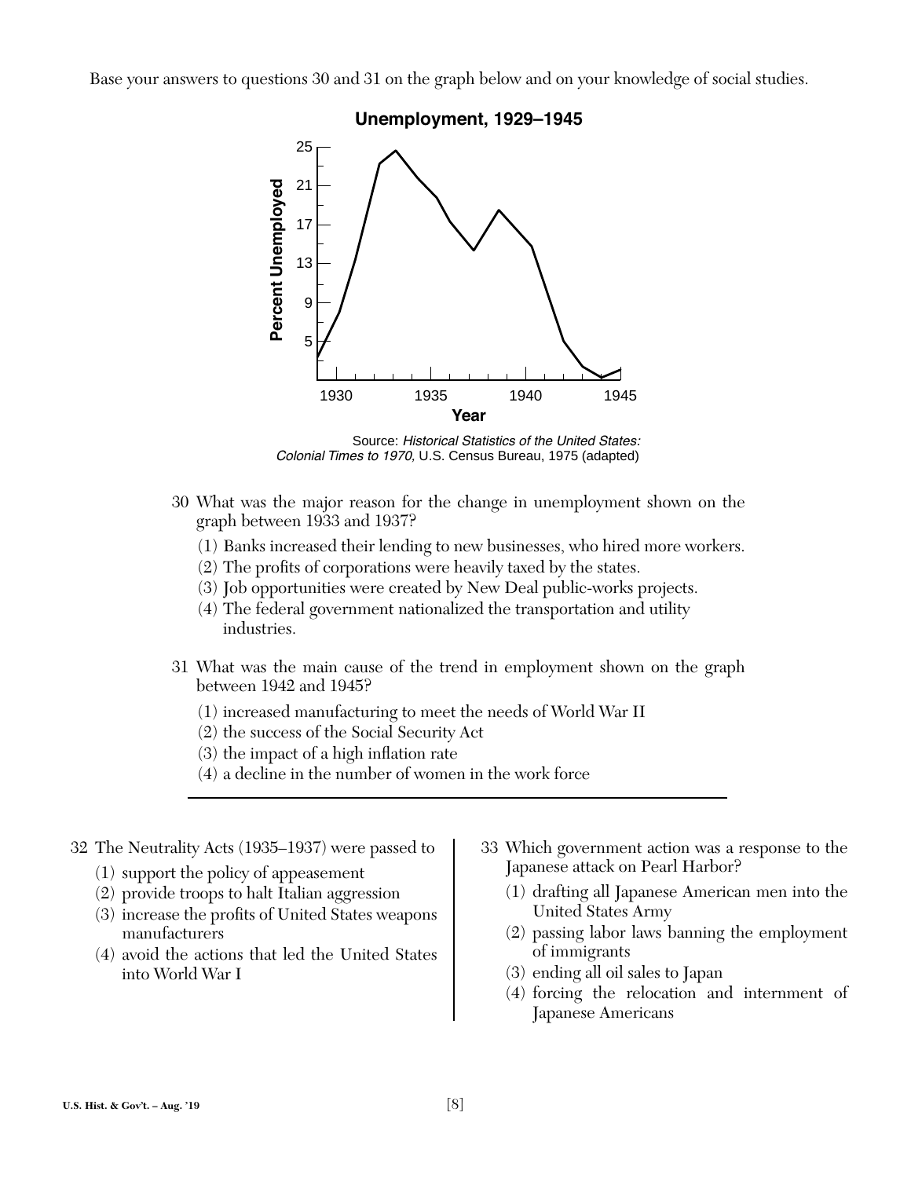Base your answers to questions 30 and 31 on the graph below and on your knowledge of social studies.

**Unemployment, 1929–1945**

Source: *Historical Statistics of the United States: Colonial Times to 1970*, U.S. Census Bureau, 1975 (adapted)

30 What was the major reason for the change in unemployment shown on the graph between 1933 and 1937?

(1) Banks increased their lending to new businesses, who hired more workers.
(2) The profits of corporations were heavily taxed by the states.
(3) Job opportunities were created by New Deal public-works projects.
(4) The federal government nationalized the transportation and utility industries.

31 What was the main cause of the trend in employment shown on the graph between 1942 and 1945?

(1) increased manufacturing to meet the needs of World War II
(2) the success of the Social Security Act
(3) the impact of a high inflation rate
(4) a decline in the number of women in the work force

---

32 The Neutrality Acts (1935–1937) were passed to

(1) support the policy of appeasement
(2) provide troops to halt Italian aggression
(3) increase the profits of United States weapons manufacturers
(4) avoid the actions that led the United States into World War I

33 Which government action was a response to the Japanese attack on Pearl Harbor?

(1) drafting all Japanese American men into the United States Army
(2) passing labor laws banning the employment of immigrants
(3) ending all oil sales to Japan
(4) forcing the relocation and internment of Japanese Americans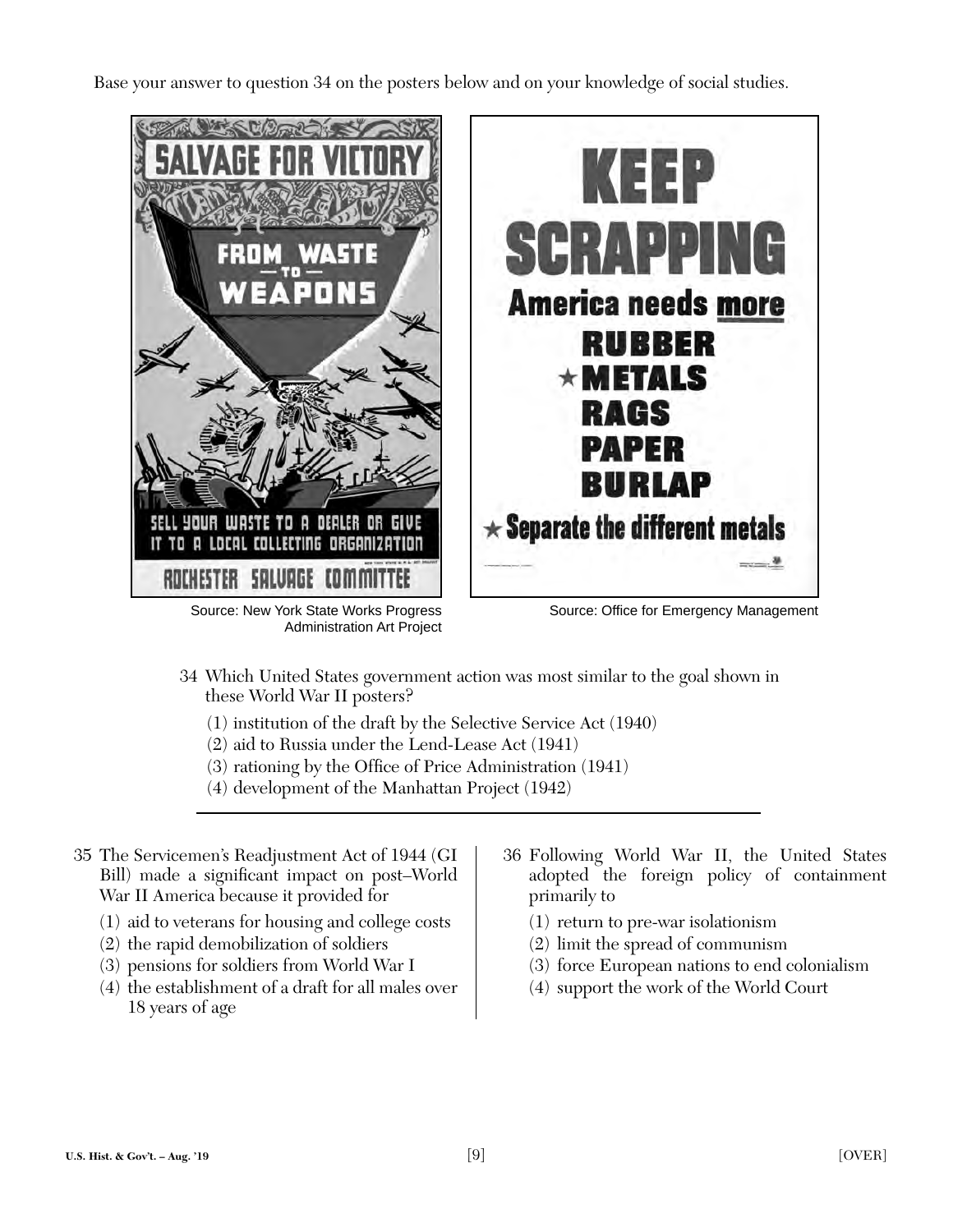Base your answer to question 34 on the posters below and on your knowledge of social studies.

SALVAGE FOR VICTORY

FROM WASTE — TO — WEAPONS

SELL YOUR WASTE TO A DEALER OR GIVE IT TO A LOCAL COLLECTING ORGANIZATION

ROCHESTER SALVAGE COMMITTEE

Source: New York State Works Progress Administration Art Project

KEEP SCRAPPING

America needs more

RUBBER
★ METALS
RAGS
PAPER
BURLAP

★ Separate the different metals

Source: Office for Emergency Management

34 Which United States government action was most similar to the goal shown in these World War II posters?

(1) institution of the draft by the Selective Service Act (1940)
(2) aid to Russia under the Lend-Lease Act (1941)
(3) rationing by the Office of Price Administration (1941)
(4) development of the Manhattan Project (1942)

35 The Servicemen's Readjustment Act of 1944 (GI Bill) made a significant impact on post–World War II America because it provided for

(1) aid to veterans for housing and college costs
(2) the rapid demobilization of soldiers
(3) pensions for soldiers from World War I
(4) the establishment of a draft for all males over 18 years of age

36 Following World War II, the United States adopted the foreign policy of containment primarily to

(1) return to pre-war isolationism
(2) limit the spread of communism
(3) force European nations to end colonialism
(4) support the work of the World Court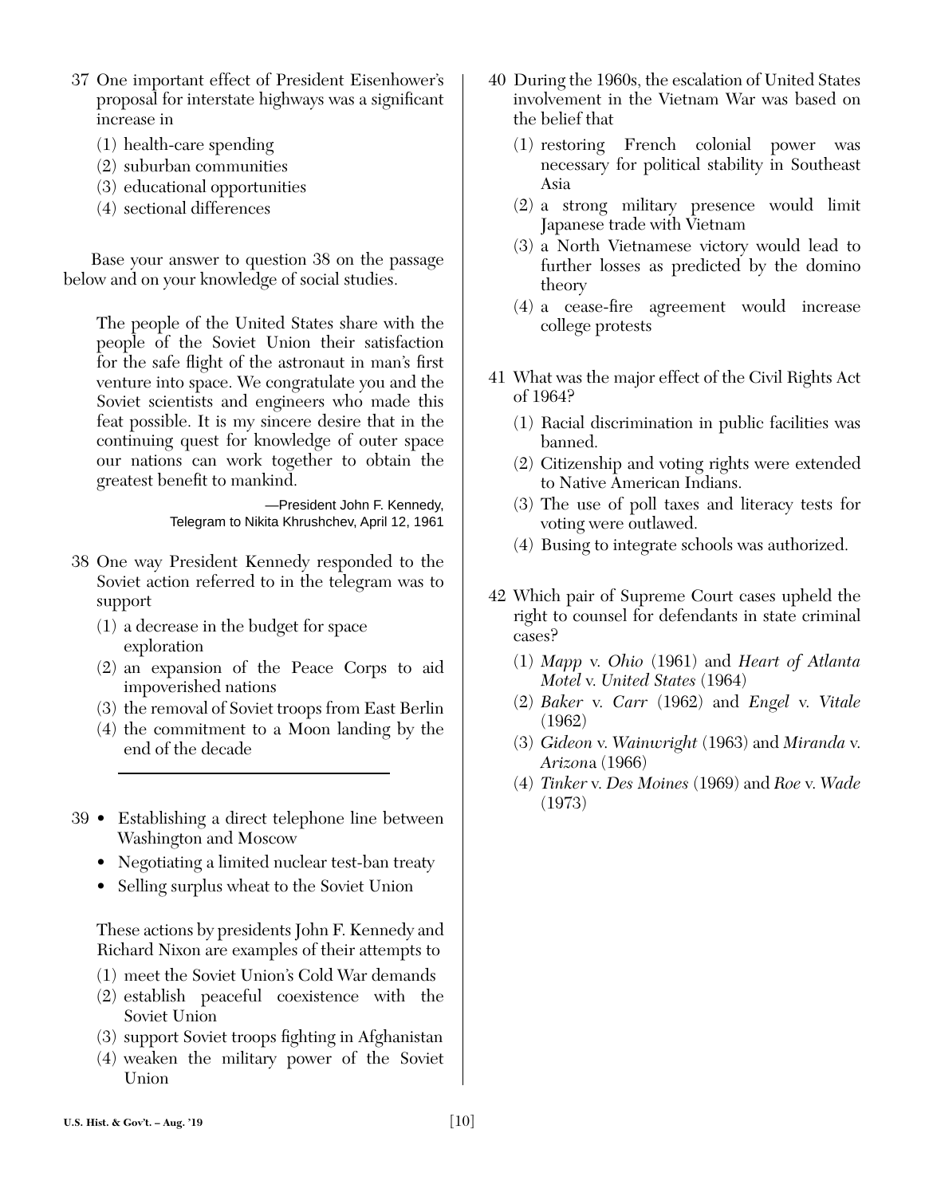37 One important effect of President Eisenhower's proposal for interstate highways was a significant increase in

(1) health-care spending
(2) suburban communities
(3) educational opportunities
(4) sectional differences

Base your answer to question 38 on the passage below and on your knowledge of social studies.

> The people of the United States share with the people of the Soviet Union their satisfaction for the safe flight of the astronaut in man's first venture into space. We congratulate you and the Soviet scientists and engineers who made this feat possible. It is my sincere desire that in the continuing quest for knowledge of outer space our nations can work together to obtain the greatest benefit to mankind.
>
> —President John F. Kennedy,
> Telegram to Nikita Khrushchev, April 12, 1961

38 One way President Kennedy responded to the Soviet action referred to in the telegram was to support

(1) a decrease in the budget for space exploration
(2) an expansion of the Peace Corps to aid impoverished nations
(3) the removal of Soviet troops from East Berlin
(4) the commitment to a Moon landing by the end of the decade

---

39 • Establishing a direct telephone line between Washington and Moscow
- Negotiating a limited nuclear test-ban treaty
- Selling surplus wheat to the Soviet Union

These actions by presidents John F. Kennedy and Richard Nixon are examples of their attempts to

(1) meet the Soviet Union's Cold War demands
(2) establish peaceful coexistence with the Soviet Union
(3) support Soviet troops fighting in Afghanistan
(4) weaken the military power of the Soviet Union

40 During the 1960s, the escalation of United States involvement in the Vietnam War was based on the belief that

(1) restoring French colonial power was necessary for political stability in Southeast Asia
(2) a strong military presence would limit Japanese trade with Vietnam
(3) a North Vietnamese victory would lead to further losses as predicted by the domino theory
(4) a cease-fire agreement would increase college protests

41 What was the major effect of the Civil Rights Act of 1964?

(1) Racial discrimination in public facilities was banned.
(2) Citizenship and voting rights were extended to Native American Indians.
(3) The use of poll taxes and literacy tests for voting were outlawed.
(4) Busing to integrate schools was authorized.

42 Which pair of Supreme Court cases upheld the right to counsel for defendants in state criminal cases?

(1) *Mapp* v. *Ohio* (1961) and *Heart of Atlanta Motel* v. *United States* (1964)
(2) *Baker* v. *Carr* (1962) and *Engel* v. *Vitale* (1962)
(3) *Gideon* v. *Wainwright* (1963) and *Miranda* v. *Arizona* (1966)
(4) *Tinker* v. *Des Moines* (1969) and *Roe* v. *Wade* (1973)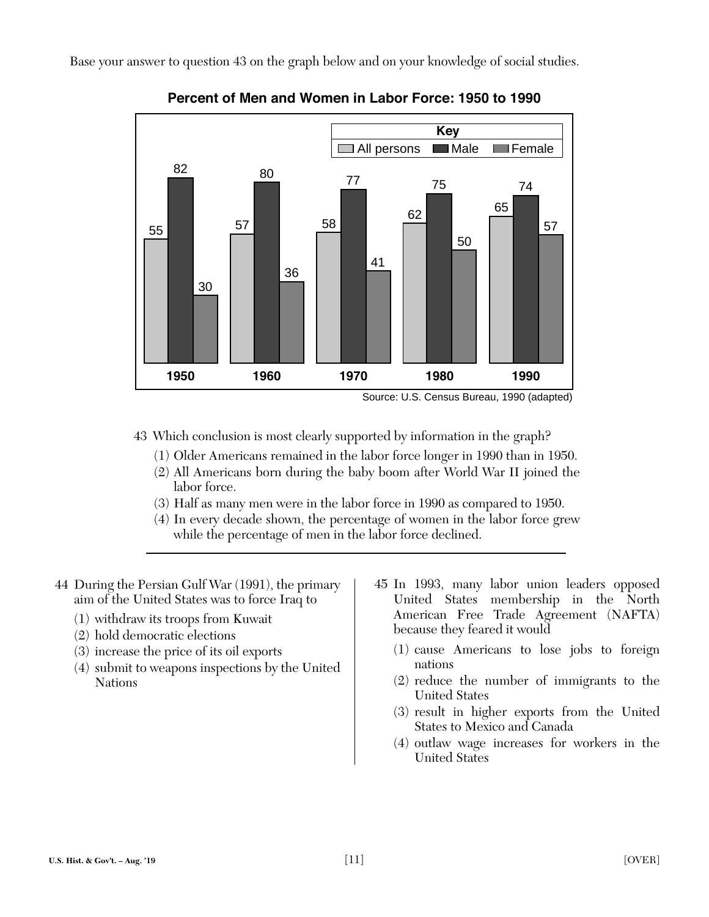Base your answer to question 43 on the graph below and on your knowledge of social studies.

**Percent of Men and Women in Labor Force: 1950 to 1990**

| Year | All persons | Male | Female |
|---|---|---|---|
| 1950 | 55 | 82 | 30 |
| 1960 | 57 | 80 | 36 |
| 1970 | 58 | 77 | 41 |
| 1980 | 62 | 75 | 50 |
| 1990 | 65 | 74 | 57 |

Source: U.S. Census Bureau, 1990 (adapted)

43 Which conclusion is most clearly supported by information in the graph?

(1) Older Americans remained in the labor force longer in 1990 than in 1950.
(2) All Americans born during the baby boom after World War II joined the labor force.
(3) Half as many men were in the labor force in 1990 as compared to 1950.
(4) In every decade shown, the percentage of women in the labor force grew while the percentage of men in the labor force declined.

---

44 During the Persian Gulf War (1991), the primary aim of the United States was to force Iraq to

(1) withdraw its troops from Kuwait
(2) hold democratic elections
(3) increase the price of its oil exports
(4) submit to weapons inspections by the United Nations

45 In 1993, many labor union leaders opposed United States membership in the North American Free Trade Agreement (NAFTA) because they feared it would

(1) cause Americans to lose jobs to foreign nations
(2) reduce the number of immigrants to the United States
(3) result in higher exports from the United States to Mexico and Canada
(4) outlaw wage increases for workers in the United States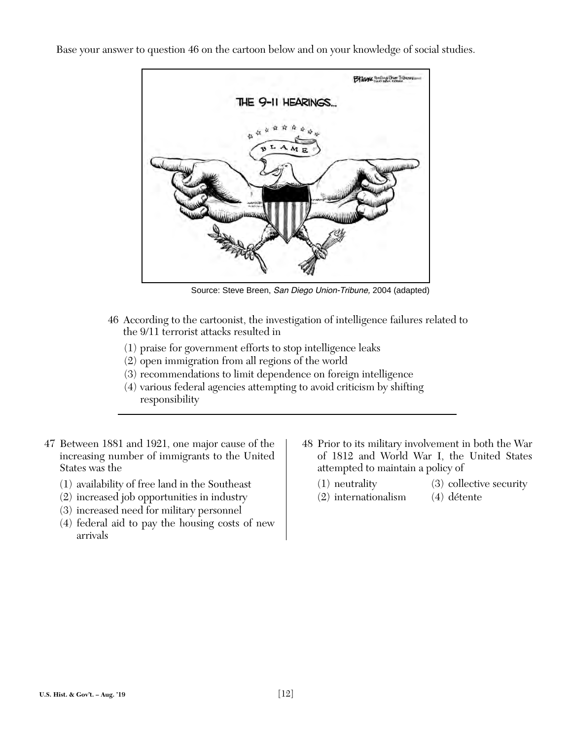Base your answer to question 46 on the cartoon below and on your knowledge of social studies.

Source: Steve Breen, *San Diego Union-Tribune,* 2004 (adapted)

46 According to the cartoonist, the investigation of intelligence failures related to the 9/11 terrorist attacks resulted in

(1) praise for government efforts to stop intelligence leaks
(2) open immigration from all regions of the world
(3) recommendations to limit dependence on foreign intelligence
(4) various federal agencies attempting to avoid criticism by shifting responsibility

---

47 Between 1881 and 1921, one major cause of the increasing number of immigrants to the United States was the

(1) availability of free land in the Southeast
(2) increased job opportunities in industry
(3) increased need for military personnel
(4) federal aid to pay the housing costs of new arrivals

48 Prior to its military involvement in both the War of 1812 and World War I, the United States attempted to maintain a policy of

(1) neutrality
(2) internationalism
(3) collective security
(4) détente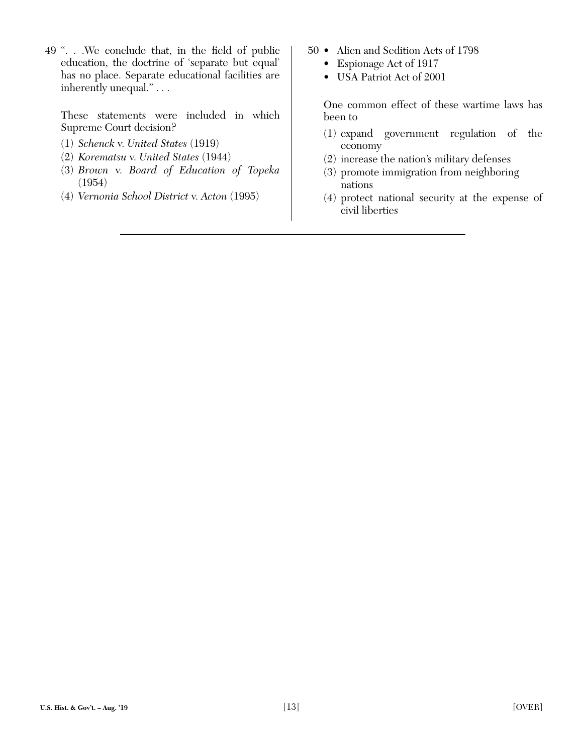49 ". . .We conclude that, in the field of public education, the doctrine of 'separate but equal' has no place. Separate educational facilities are inherently unequal." . . .

These statements were included in which Supreme Court decision?

(1) *Schenck* v. *United States* (1919)
(2) *Korematsu* v. *United States* (1944)
(3) *Brown* v. *Board of Education of Topeka* (1954)
(4) *Vernonia School District* v. *Acton* (1995)

50 • Alien and Sedition Acts of 1798
• Espionage Act of 1917
• USA Patriot Act of 2001

One common effect of these wartime laws has been to

(1) expand government regulation of the economy
(2) increase the nation's military defenses
(3) promote immigration from neighboring nations
(4) protect national security at the expense of civil liberties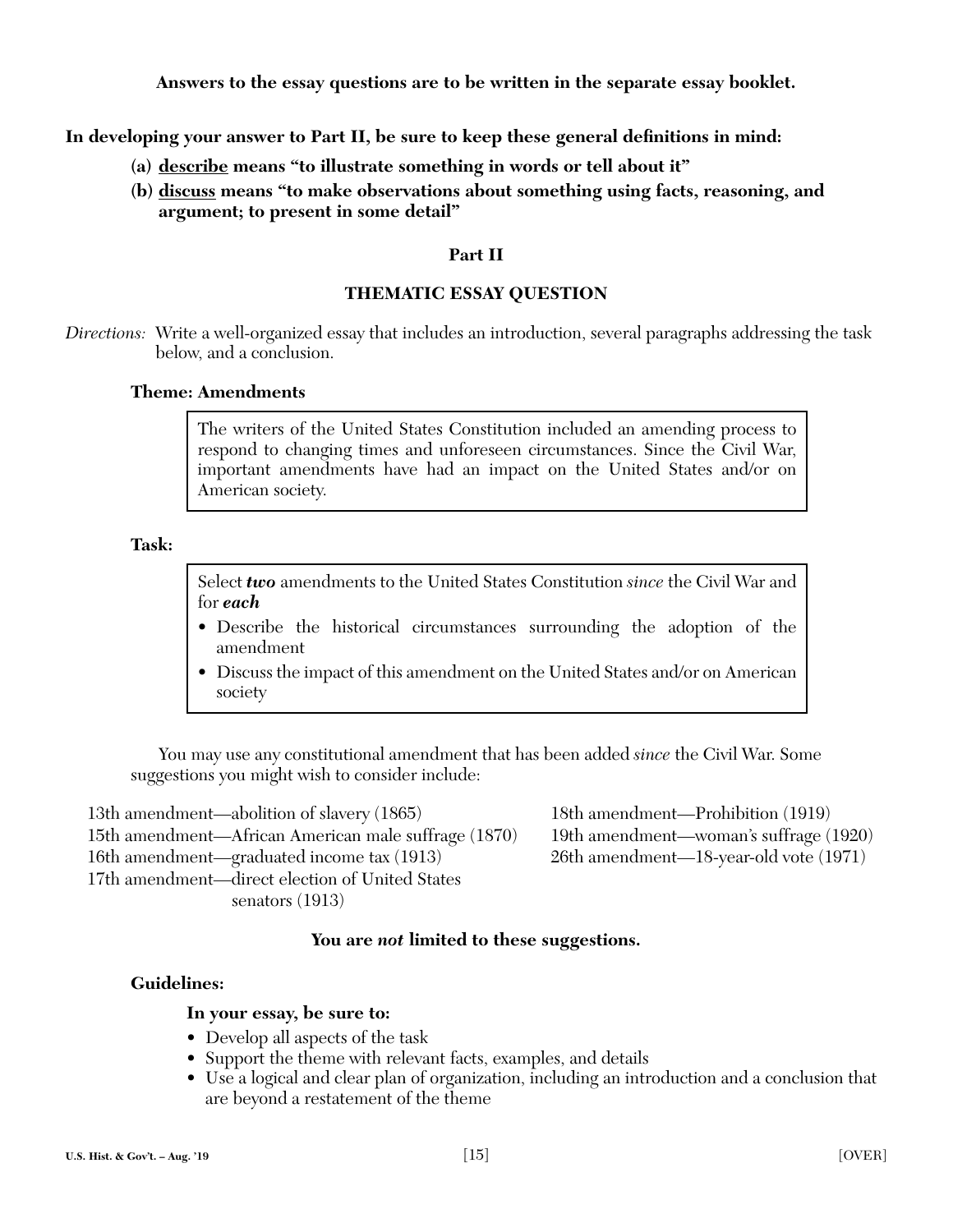**Answers to the essay questions are to be written in the separate essay booklet.**

**In developing your answer to Part II, be sure to keep these general definitions in mind:**

**(a) <u>describe</u> means "to illustrate something in words or tell about it"**

**(b) <u>discuss</u> means "to make observations about something using facts, reasoning, and argument; to present in some detail"**

## Part II

## THEMATIC ESSAY QUESTION

*Directions:* Write a well-organized essay that includes an introduction, several paragraphs addressing the task below, and a conclusion.

### Theme: Amendments

The writers of the United States Constitution included an amending process to respond to changing times and unforeseen circumstances. Since the Civil War, important amendments have had an impact on the United States and/or on American society.

### Task:

Select ***two*** amendments to the United States Constitution *since* the Civil War and for ***each***

- Describe the historical circumstances surrounding the adoption of the amendment
- Discuss the impact of this amendment on the United States and/or on American society

You may use any constitutional amendment that has been added *since* the Civil War. Some suggestions you might wish to consider include:

13th amendment—abolition of slavery (1865)
15th amendment—African American male suffrage (1870)
16th amendment—graduated income tax (1913)
17th amendment—direct election of United States senators (1913)
18th amendment—Prohibition (1919)
19th amendment—woman's suffrage (1920)
26th amendment—18-year-old vote (1971)

**You are *not* limited to these suggestions.**

### Guidelines:

**In your essay, be sure to:**

- Develop all aspects of the task
- Support the theme with relevant facts, examples, and details
- Use a logical and clear plan of organization, including an introduction and a conclusion that are beyond a restatement of the theme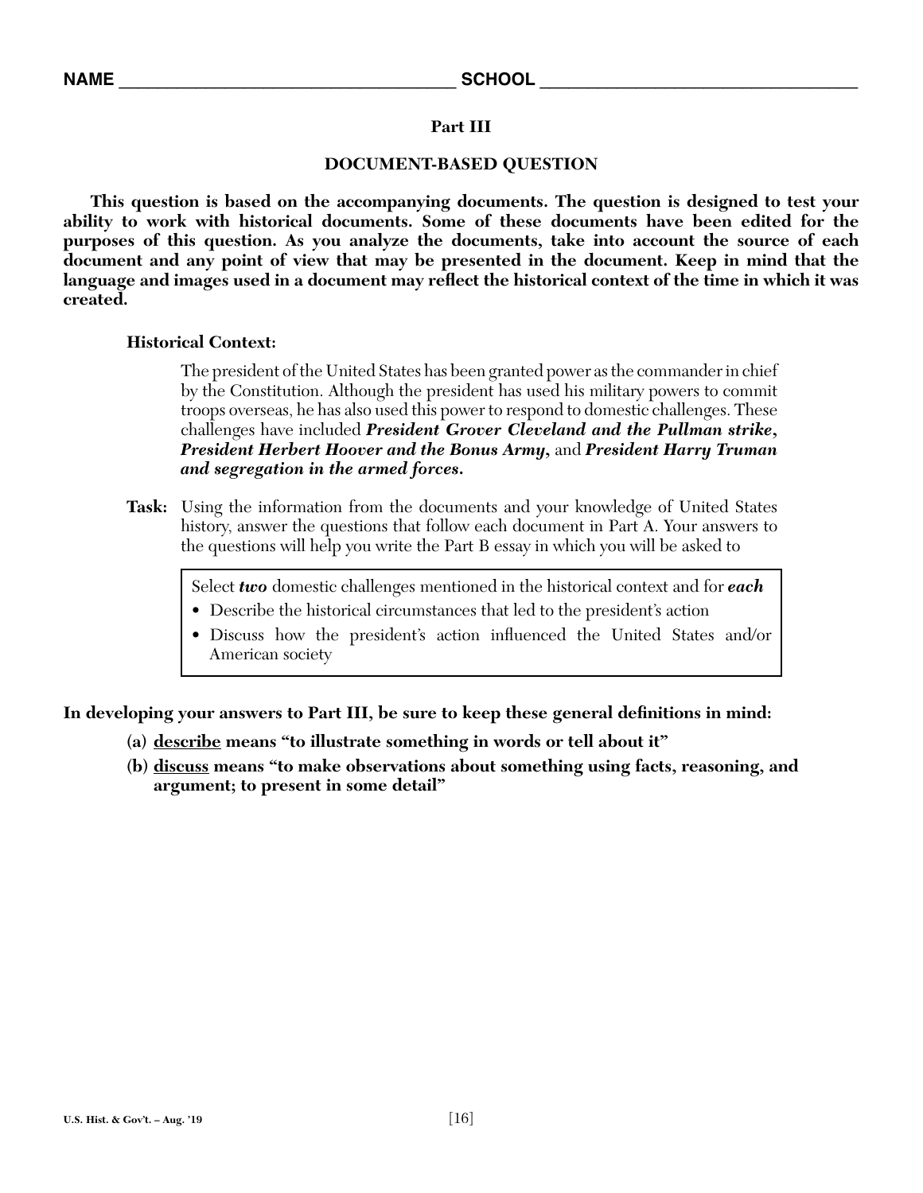NAME ___________________________________ SCHOOL ___________________________________

## Part III

### DOCUMENT-BASED QUESTION

**This question is based on the accompanying documents. The question is designed to test your ability to work with historical documents. Some of these documents have been edited for the purposes of this question. As you analyze the documents, take into account the source of each document and any point of view that may be presented in the document. Keep in mind that the language and images used in a document may reflect the historical context of the time in which it was created.**

**Historical Context:**

The president of the United States has been granted power as the commander in chief by the Constitution. Although the president has used his military powers to commit troops overseas, he has also used this power to respond to domestic challenges. These challenges have included ***President Grover Cleveland and the Pullman strike***, ***President Herbert Hoover and the Bonus Army***, and ***President Harry Truman and segregation in the armed forces***.

**Task:** Using the information from the documents and your knowledge of United States history, answer the questions that follow each document in Part A. Your answers to the questions will help you write the Part B essay in which you will be asked to

> Select ***two*** domestic challenges mentioned in the historical context and for ***each***
> - Describe the historical circumstances that led to the president's action
> - Discuss how the president's action influenced the United States and/or American society

**In developing your answers to Part III, be sure to keep these general definitions in mind:**

**(a) <u>describe</u> means "to illustrate something in words or tell about it"**

**(b) <u>discuss</u> means "to make observations about something using facts, reasoning, and argument; to present in some detail"**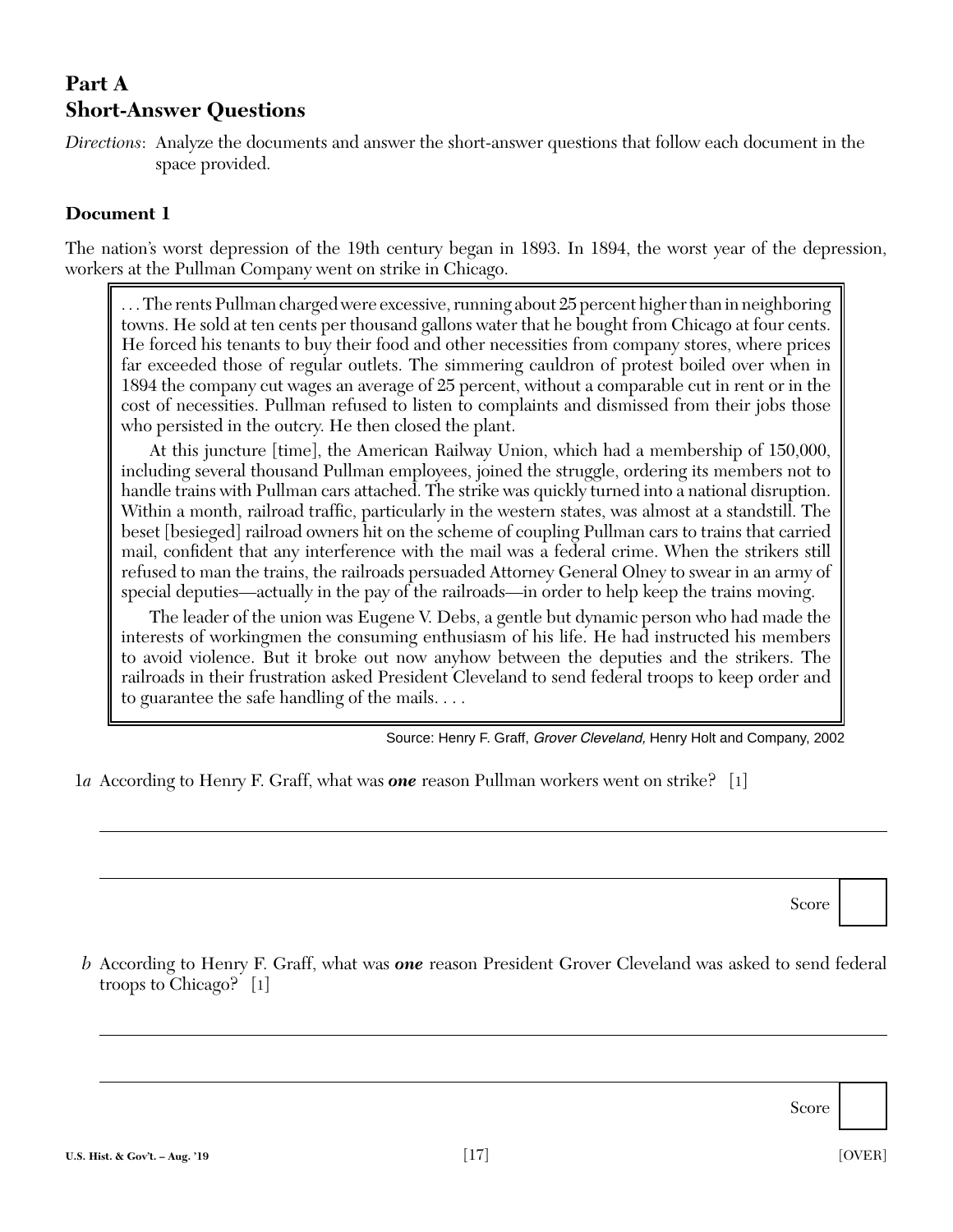# Part A
## Short-Answer Questions

*Directions*: Analyze the documents and answer the short-answer questions that follow each document in the space provided.

### Document 1

The nation's worst depression of the 19th century began in 1893. In 1894, the worst year of the depression, workers at the Pullman Company went on strike in Chicago.

> . . . The rents Pullman charged were excessive, running about 25 percent higher than in neighboring towns. He sold at ten cents per thousand gallons water that he bought from Chicago at four cents. He forced his tenants to buy their food and other necessities from company stores, where prices far exceeded those of regular outlets. The simmering cauldron of protest boiled over when in 1894 the company cut wages an average of 25 percent, without a comparable cut in rent or in the cost of necessities. Pullman refused to listen to complaints and dismissed from their jobs those who persisted in the outcry. He then closed the plant.
>
> At this juncture [time], the American Railway Union, which had a membership of 150,000, including several thousand Pullman employees, joined the struggle, ordering its members not to handle trains with Pullman cars attached. The strike was quickly turned into a national disruption. Within a month, railroad traffic, particularly in the western states, was almost at a standstill. The beset [besieged] railroad owners hit on the scheme of coupling Pullman cars to trains that carried mail, confident that any interference with the mail was a federal crime. When the strikers still refused to man the trains, the railroads persuaded Attorney General Olney to swear in an army of special deputies—actually in the pay of the railroads—in order to help keep the trains moving.
>
> The leader of the union was Eugene V. Debs, a gentle but dynamic person who had made the interests of workingmen the consuming enthusiasm of his life. He had instructed his members to avoid violence. But it broke out now anyhow between the deputies and the strikers. The railroads in their frustration asked President Cleveland to send federal troops to keep order and to guarantee the safe handling of the mails. . . .

Source: Henry F. Graff, *Grover Cleveland,* Henry Holt and Company, 2002

1*a* According to Henry F. Graff, what was ***one*** reason Pullman workers went on strike? [1]

Score

*b* According to Henry F. Graff, what was ***one*** reason President Grover Cleveland was asked to send federal troops to Chicago? [1]

Score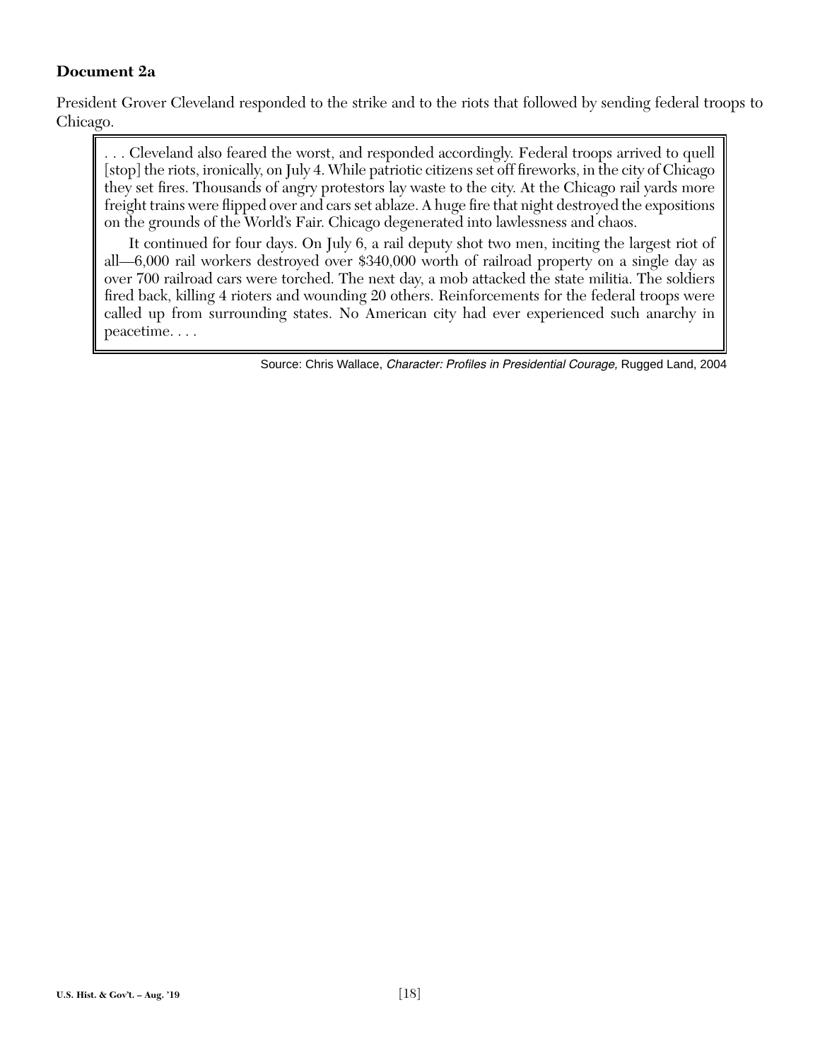### Document 2a

President Grover Cleveland responded to the strike and to the riots that followed by sending federal troops to Chicago.

> . . . Cleveland also feared the worst, and responded accordingly. Federal troops arrived to quell [stop] the riots, ironically, on July 4. While patriotic citizens set off fireworks, in the city of Chicago they set fires. Thousands of angry protestors lay waste to the city. At the Chicago rail yards more freight trains were flipped over and cars set ablaze. A huge fire that night destroyed the expositions on the grounds of the World's Fair. Chicago degenerated into lawlessness and chaos.
>
> It continued for four days. On July 6, a rail deputy shot two men, inciting the largest riot of all—6,000 rail workers destroyed over $340,000 worth of railroad property on a single day as over 700 railroad cars were torched. The next day, a mob attacked the state militia. The soldiers fired back, killing 4 rioters and wounding 20 others. Reinforcements for the federal troops were called up from surrounding states. No American city had ever experienced such anarchy in peacetime. . . .

Source: Chris Wallace, *Character: Profiles in Presidential Courage,* Rugged Land, 2004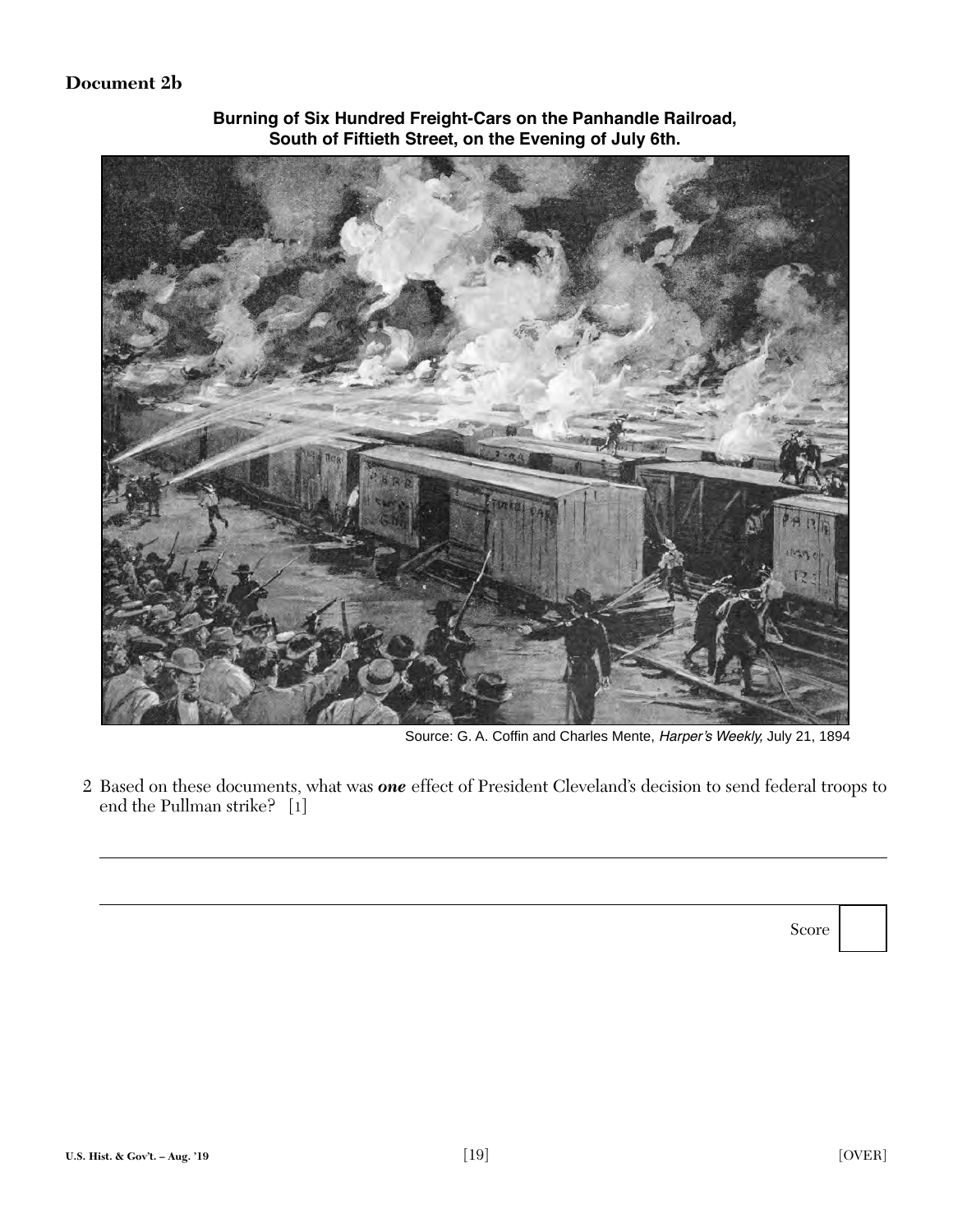**Document 2b**

**Burning of Six Hundred Freight-Cars on the Panhandle Railroad, South of Fiftieth Street, on the Evening of July 6th.**

Source: G. A. Coffin and Charles Mente, *Harper's Weekly,* July 21, 1894

2 Based on these documents, what was ***one*** effect of President Cleveland's decision to send federal troops to end the Pullman strike? [1]

Score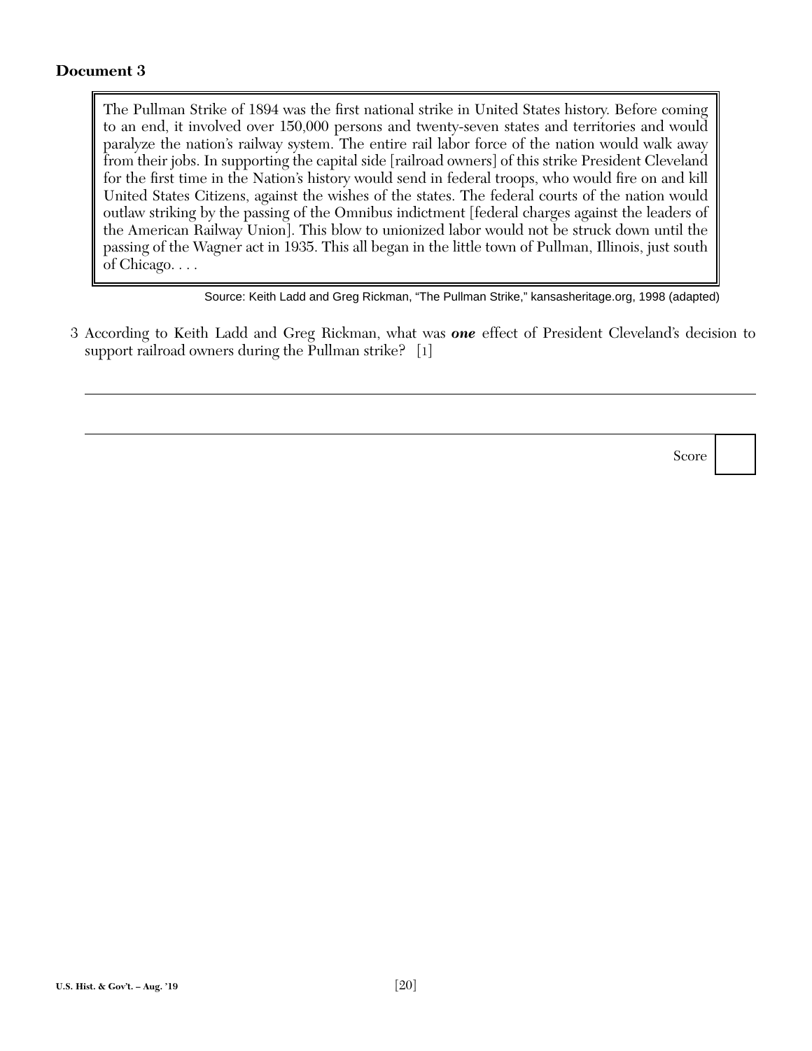**Document 3**

> The Pullman Strike of 1894 was the first national strike in United States history. Before coming to an end, it involved over 150,000 persons and twenty-seven states and territories and would paralyze the nation's railway system. The entire rail labor force of the nation would walk away from their jobs. In supporting the capital side [railroad owners] of this strike President Cleveland for the first time in the Nation's history would send in federal troops, who would fire on and kill United States Citizens, against the wishes of the states. The federal courts of the nation would outlaw striking by the passing of the Omnibus indictment [federal charges against the leaders of the American Railway Union]. This blow to unionized labor would not be struck down until the passing of the Wagner act in 1935. This all began in the little town of Pullman, Illinois, just south of Chicago. . . .

Source: Keith Ladd and Greg Rickman, "The Pullman Strike," kansasheritage.org, 1998 (adapted)

3 According to Keith Ladd and Greg Rickman, what was ***one*** effect of President Cleveland's decision to support railroad owners during the Pullman strike? [1]

______________________________________________________________________

______________________________________________________________________

Score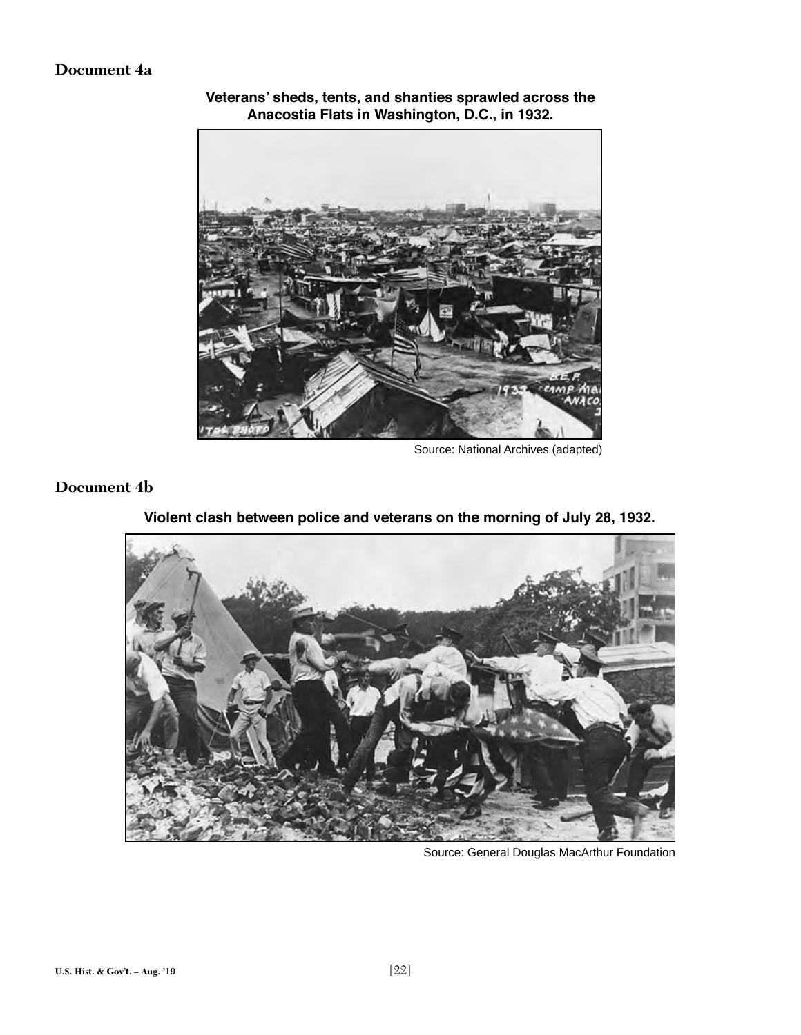## Document 4a

**Veterans' sheds, tents, and shanties sprawled across the Anacostia Flats in Washington, D.C., in 1932.**

Source: National Archives (adapted)

## Document 4b

**Violent clash between police and veterans on the morning of July 28, 1932.**

Source: General Douglas MacArthur Foundation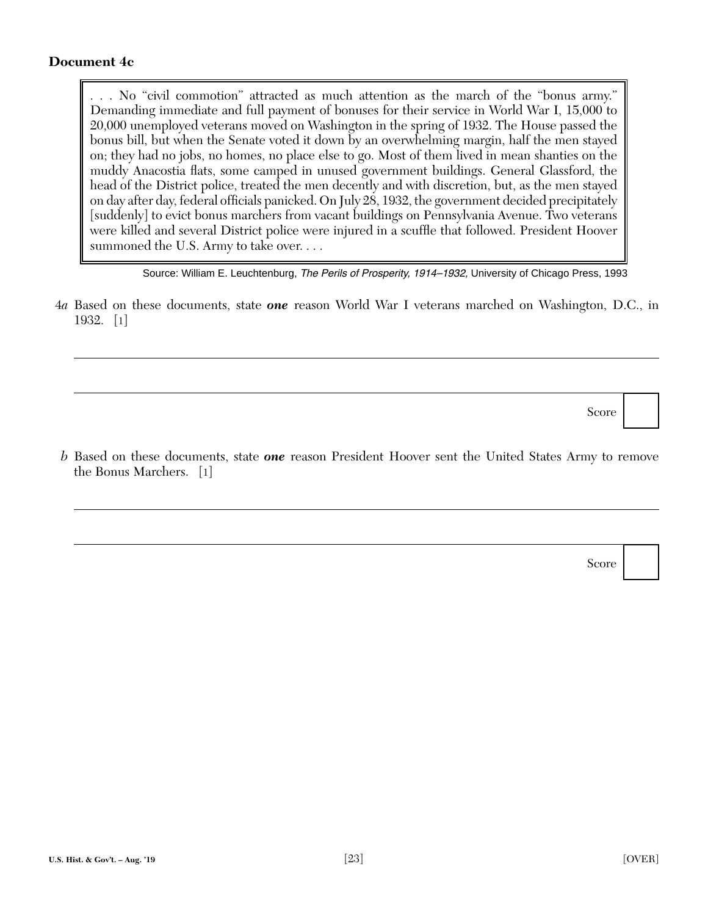### Document 4c

> . . . No "civil commotion" attracted as much attention as the march of the "bonus army." Demanding immediate and full payment of bonuses for their service in World War I, 15,000 to 20,000 unemployed veterans moved on Washington in the spring of 1932. The House passed the bonus bill, but when the Senate voted it down by an overwhelming margin, half the men stayed on; they had no jobs, no homes, no place else to go. Most of them lived in mean shanties on the muddy Anacostia flats, some camped in unused government buildings. General Glassford, the head of the District police, treated the men decently and with discretion, but, as the men stayed on day after day, federal officials panicked. On July 28, 1932, the government decided precipitately [suddenly] to evict bonus marchers from vacant buildings on Pennsylvania Avenue. Two veterans were killed and several District police were injured in a scuffle that followed. President Hoover summoned the U.S. Army to take over. . . .

Source: William E. Leuchtenburg, *The Perils of Prosperity, 1914–1932,* University of Chicago Press, 1993

4*a* Based on these documents, state ***one*** reason World War I veterans marched on Washington, D.C., in 1932. [1]

\_\_\_\_\_\_\_\_\_\_\_\_\_\_\_\_\_\_\_\_\_\_\_\_\_\_\_\_\_\_\_\_\_\_\_\_\_\_\_\_\_\_\_\_\_\_\_\_\_\_\_\_\_\_\_\_\_\_\_\_\_\_\_\_\_\_\_\_\_\_\_\_

\_\_\_\_\_\_\_\_\_\_\_\_\_\_\_\_\_\_\_\_\_\_\_\_\_\_\_\_\_\_\_\_\_\_\_\_\_\_\_\_\_\_\_\_\_\_\_\_\_\_\_\_\_\_\_\_\_\_\_\_\_\_\_\_\_\_\_\_\_\_\_\_

Score

*b* Based on these documents, state ***one*** reason President Hoover sent the United States Army to remove the Bonus Marchers. [1]

\_\_\_\_\_\_\_\_\_\_\_\_\_\_\_\_\_\_\_\_\_\_\_\_\_\_\_\_\_\_\_\_\_\_\_\_\_\_\_\_\_\_\_\_\_\_\_\_\_\_\_\_\_\_\_\_\_\_\_\_\_\_\_\_\_\_\_\_\_\_\_\_

\_\_\_\_\_\_\_\_\_\_\_\_\_\_\_\_\_\_\_\_\_\_\_\_\_\_\_\_\_\_\_\_\_\_\_\_\_\_\_\_\_\_\_\_\_\_\_\_\_\_\_\_\_\_\_\_\_\_\_\_\_\_\_\_\_\_\_\_\_\_\_\_

Score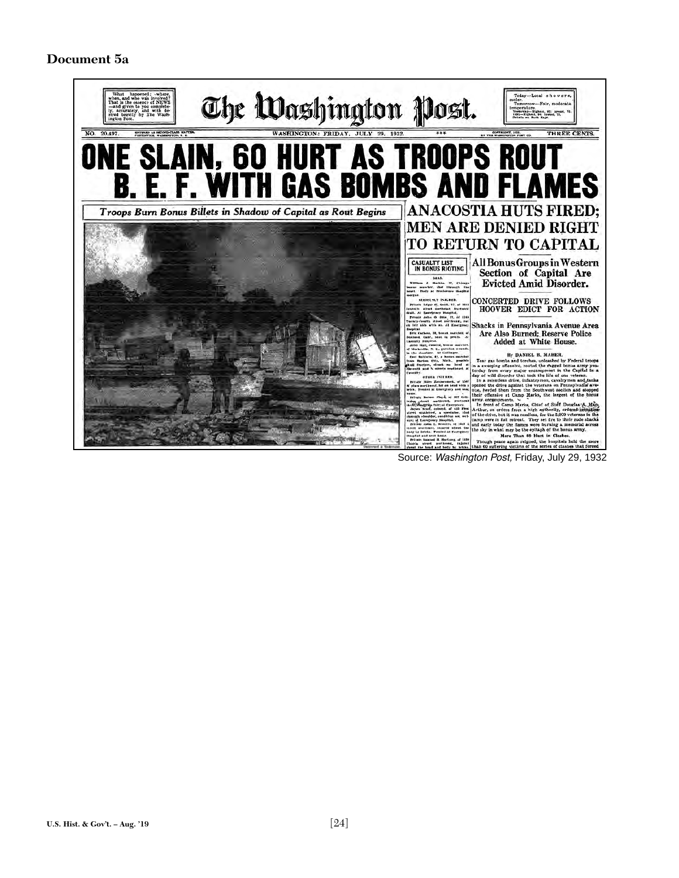**Document 5a**

# The Washington Post.

What happened: where, when, and who was involved? That is the essence of NEWS—and given to you completely, accurately and with desired brevity by The Washington Post.

Today—Local showers, cooler. Tomorrow—Fair, moderate temperature.

NO. 20,497. WASHINGTON: FRIDAY, JULY 29, 1932. THREE CENTS.

# ONE SLAIN, 60 HURT AS TROOPS ROUT B. E. F. WITH GAS BOMBS AND FLAMES

*Troops Burn Bonus Billets in Shadow of Capital as Rout Begins*

## ANACOSTIA HUTS FIRED; MEN ARE DENIED RIGHT TO RETURN TO CAPITAL

### All Bonus Groups in Western Section of Capital Are Evicted Amid Disorder.

CONCERTED DRIVE FOLLOWS HOOVER EDICT FOR ACTION

Shacks in Pennsylvania Avenue Area Are Also Burned; Reserve Police Added at White House.

CASUALTY LIST IN BONUS RIOTING

By DANIEL B. MAHER.

Tear gas bombs and torches, unleashed by Federal troops in a sweeping offensive, routed the ragged bonus army yesterday from every major encampment in the Capital in a day of wild disorder that took the life of one veteran.

In a relentless drive, infantrymen, cavalrymen and tanks opened the drive against the veterans on Pennsylvania avenue, herded them from the Southwest section and stopped their offensive at Camp Marks, the largest of the bonus army encampments.

In front of Camp Marks, Chief of Staff Douglas A. MacArthur, on orders from a high authority, ordered cessation of the drive, but it was needless, for the 5,000 veterans in the camp were in full retreat. They set fire to their rude shacks and early today the flames were burning a memorial across the sky in what may be the epitaph of the bonus army.

More Than 60 Hurt in Clashes.

Though peace again reigned, the hospitals held the more than 60 suffering victims of the series of clashes that forced

Source: *Washington Post,* Friday, July 29, 1932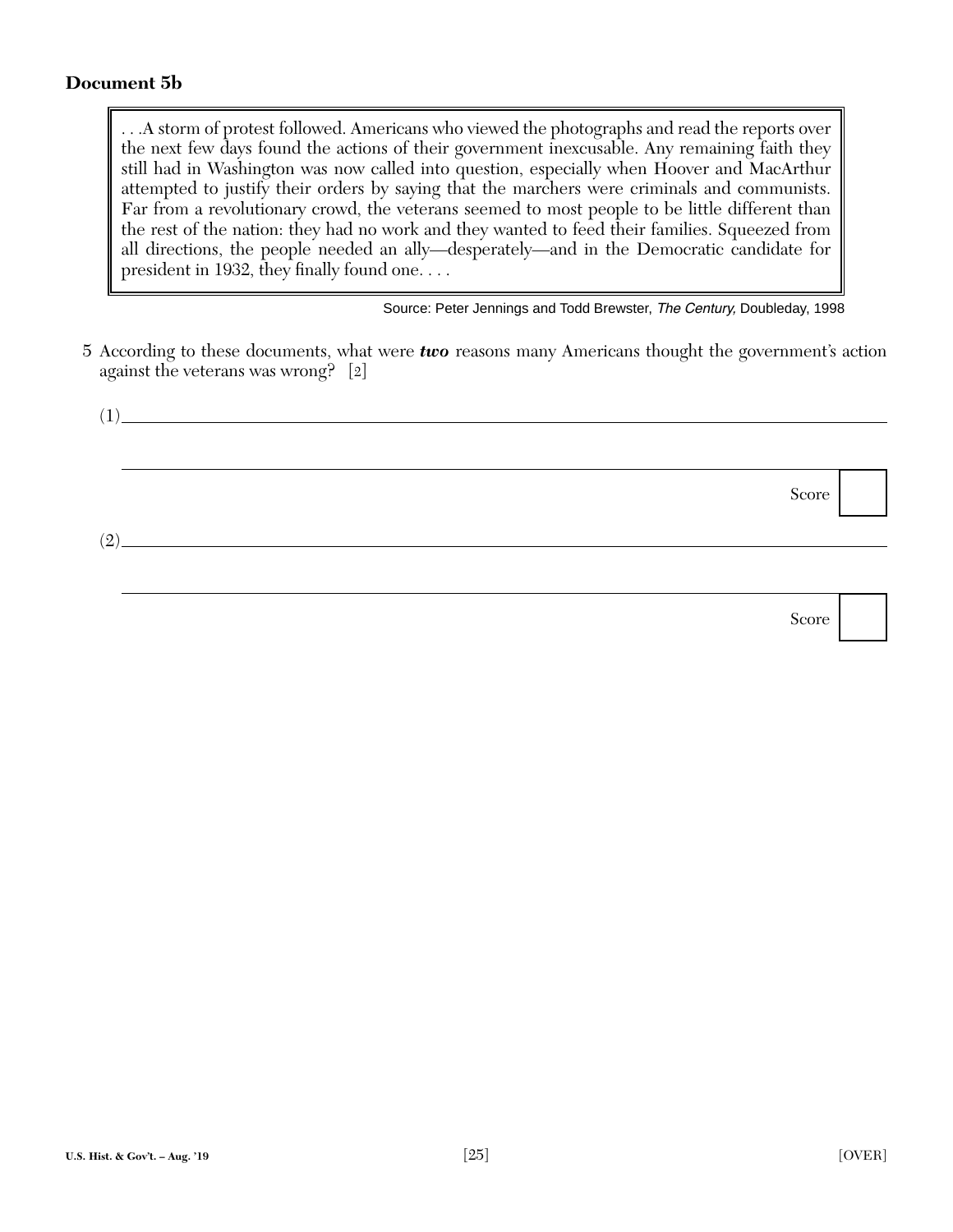**Document 5b**

> . . .A storm of protest followed. Americans who viewed the photographs and read the reports over the next few days found the actions of their government inexcusable. Any remaining faith they still had in Washington was now called into question, especially when Hoover and MacArthur attempted to justify their orders by saying that the marchers were criminals and communists. Far from a revolutionary crowd, the veterans seemed to most people to be little different than the rest of the nation: they had no work and they wanted to feed their families. Squeezed from all directions, the people needed an ally—desperately—and in the Democratic candidate for president in 1932, they finally found one. . . .

Source: Peter Jennings and Todd Brewster, *The Century,* Doubleday, 1998

5 According to these documents, what were ***two*** reasons many Americans thought the government's action against the veterans was wrong? [2]

(1) ______________________________________________________________

______________________________________________________________

Score

(2) ______________________________________________________________

______________________________________________________________

Score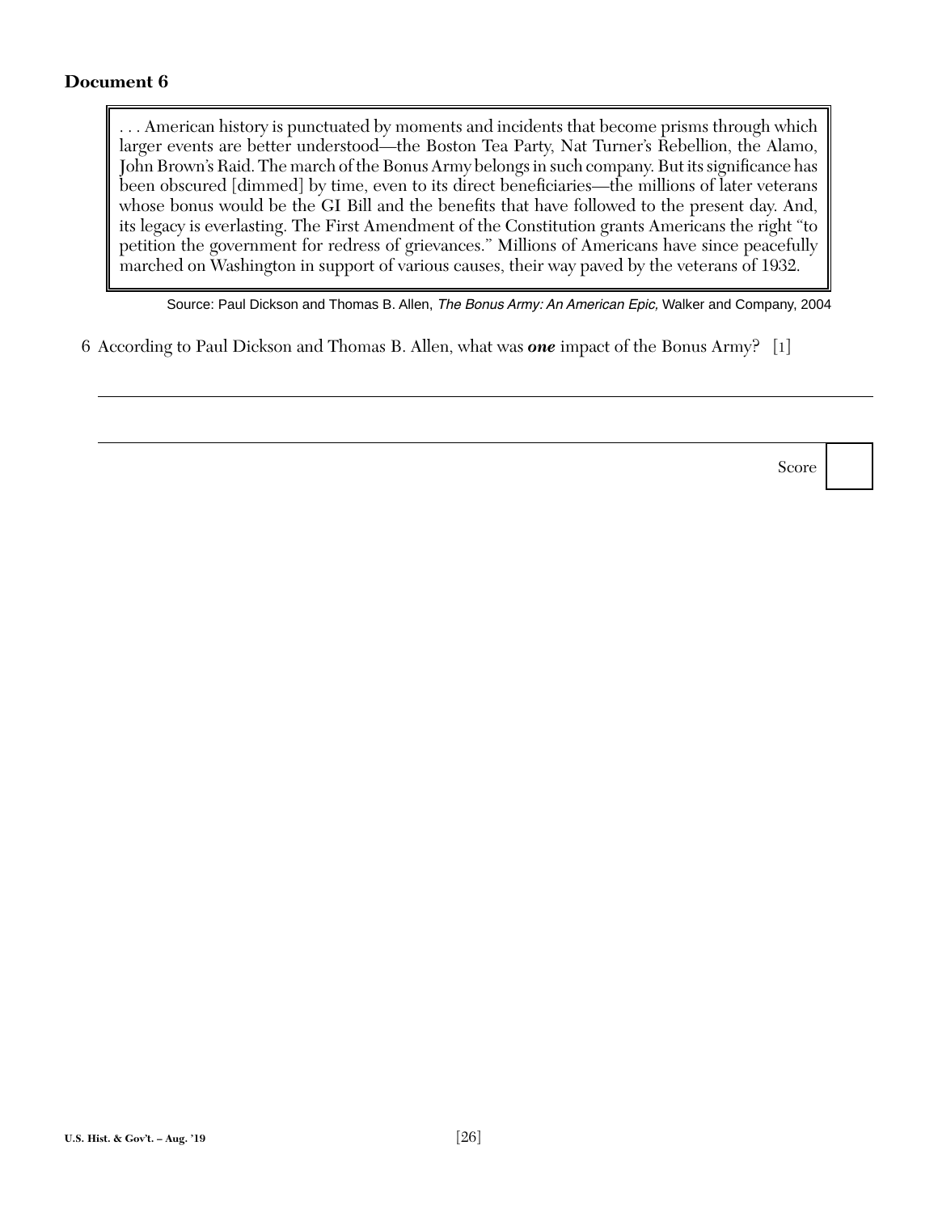**Document 6**

> . . . American history is punctuated by moments and incidents that become prisms through which larger events are better understood—the Boston Tea Party, Nat Turner's Rebellion, the Alamo, John Brown's Raid. The march of the Bonus Army belongs in such company. But its significance has been obscured [dimmed] by time, even to its direct beneficiaries—the millions of later veterans whose bonus would be the GI Bill and the benefits that have followed to the present day. And, its legacy is everlasting. The First Amendment of the Constitution grants Americans the right "to petition the government for redress of grievances." Millions of Americans have since peacefully marched on Washington in support of various causes, their way paved by the veterans of 1932.

Source: Paul Dickson and Thomas B. Allen, *The Bonus Army: An American Epic,* Walker and Company, 2004

6 According to Paul Dickson and Thomas B. Allen, what was ***one*** impact of the Bonus Army? [1]

______________________________________________________________________

______________________________________________________________________

Score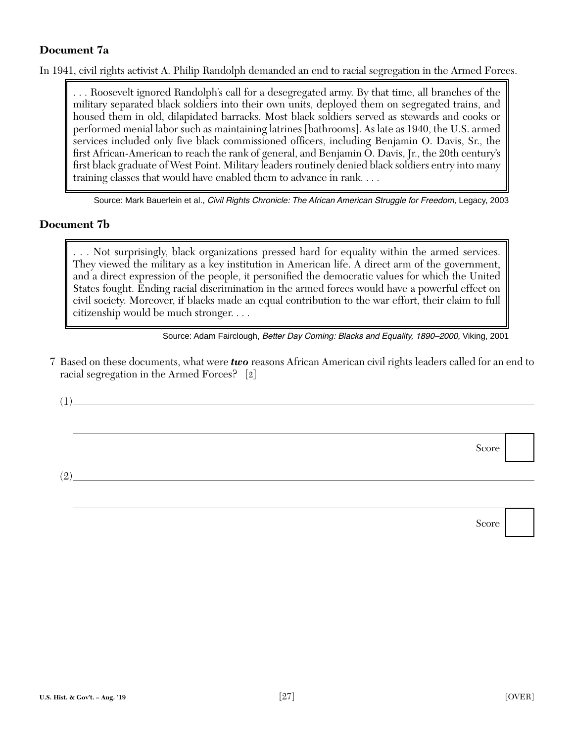**Document 7a**

In 1941, civil rights activist A. Philip Randolph demanded an end to racial segregation in the Armed Forces.

> . . . Roosevelt ignored Randolph's call for a desegregated army. By that time, all branches of the military separated black soldiers into their own units, deployed them on segregated trains, and housed them in old, dilapidated barracks. Most black soldiers served as stewards and cooks or performed menial labor such as maintaining latrines [bathrooms]. As late as 1940, the U.S. armed services included only five black commissioned officers, including Benjamin O. Davis, Sr., the first African-American to reach the rank of general, and Benjamin O. Davis, Jr., the 20th century's first black graduate of West Point. Military leaders routinely denied black soldiers entry into many training classes that would have enabled them to advance in rank. . . .

Source: Mark Bauerlein et al., *Civil Rights Chronicle: The African American Struggle for Freedom,* Legacy, 2003

**Document 7b**

> . . . Not surprisingly, black organizations pressed hard for equality within the armed services. They viewed the military as a key institution in American life. A direct arm of the government, and a direct expression of the people, it personified the democratic values for which the United States fought. Ending racial discrimination in the armed forces would have a powerful effect on civil society. Moreover, if blacks made an equal contribution to the war effort, their claim to full citizenship would be much stronger. . . .

Source: Adam Fairclough, *Better Day Coming: Blacks and Equality, 1890–2000,* Viking, 2001

7 Based on these documents, what were ***two*** reasons African American civil rights leaders called for an end to racial segregation in the Armed Forces? [2]

(1) ____________________________________________

____________________________________________

Score

(2) ____________________________________________

____________________________________________

Score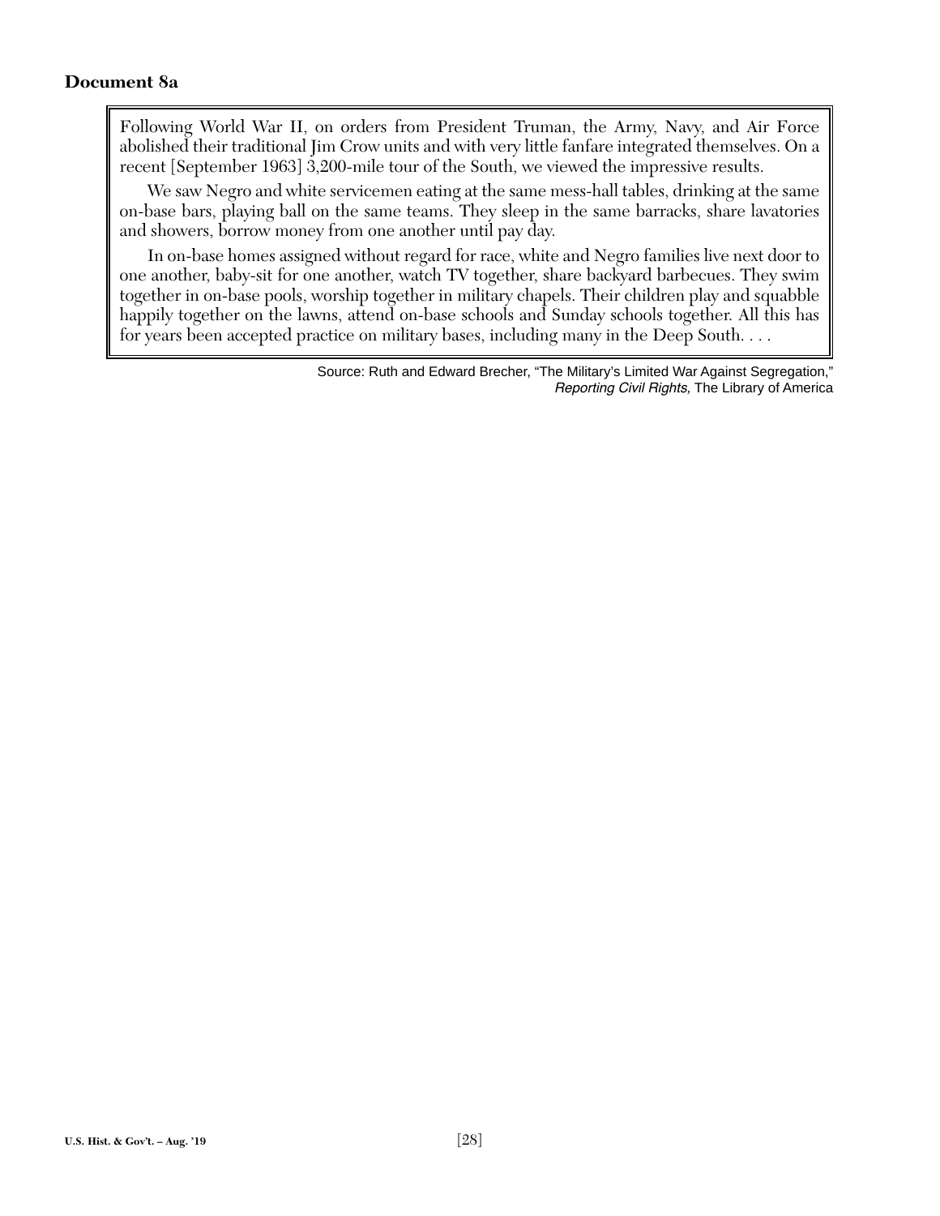## Document 8a

> Following World War II, on orders from President Truman, the Army, Navy, and Air Force abolished their traditional Jim Crow units and with very little fanfare integrated themselves. On a recent [September 1963] 3,200-mile tour of the South, we viewed the impressive results.
>
> We saw Negro and white servicemen eating at the same mess-hall tables, drinking at the same on-base bars, playing ball on the same teams. They sleep in the same barracks, share lavatories and showers, borrow money from one another until pay day.
>
> In on-base homes assigned without regard for race, white and Negro families live next door to one another, baby-sit for one another, watch TV together, share backyard barbecues. They swim together in on-base pools, worship together in military chapels. Their children play and squabble happily together on the lawns, attend on-base schools and Sunday schools together. All this has for years been accepted practice on military bases, including many in the Deep South. . . .

Source: Ruth and Edward Brecher, "The Military's Limited War Against Segregation," *Reporting Civil Rights,* The Library of America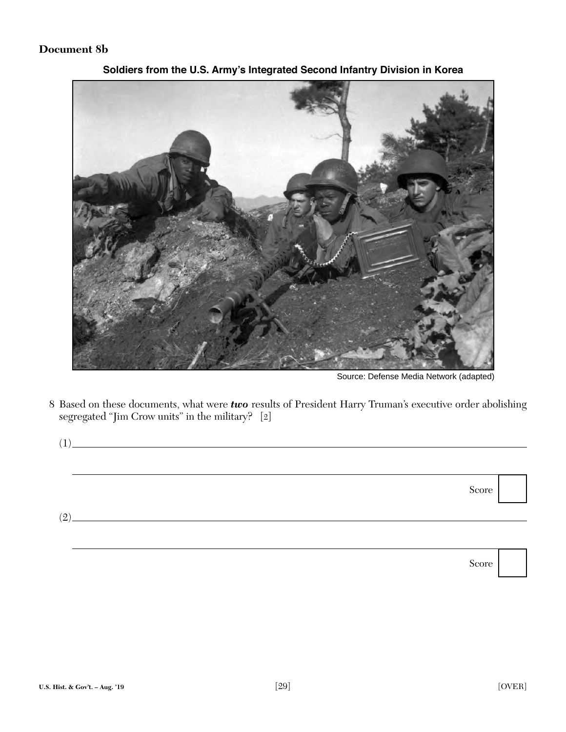**Document 8b**

**Soldiers from the U.S. Army's Integrated Second Infantry Division in Korea**

Source: Defense Media Network (adapted)

8 Based on these documents, what were ***two*** results of President Harry Truman's executive order abolishing segregated "Jim Crow units" in the military? [2]

(1) ______________________________________________________________

______________________________________________________________

Score

(2) ______________________________________________________________

______________________________________________________________

Score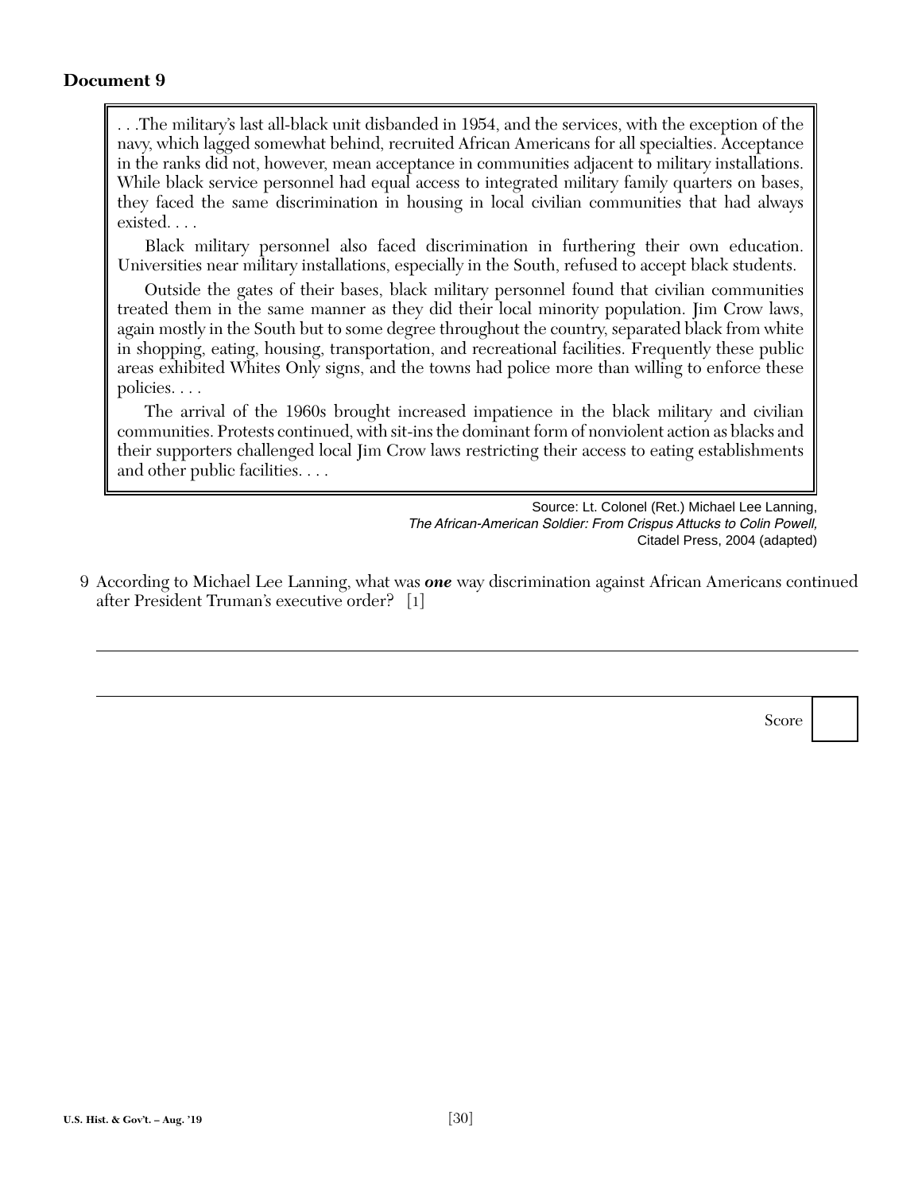## Document 9

> . . .The military's last all-black unit disbanded in 1954, and the services, with the exception of the navy, which lagged somewhat behind, recruited African Americans for all specialties. Acceptance in the ranks did not, however, mean acceptance in communities adjacent to military installations. While black service personnel had equal access to integrated military family quarters on bases, they faced the same discrimination in housing in local civilian communities that had always existed. . . .
>
> Black military personnel also faced discrimination in furthering their own education. Universities near military installations, especially in the South, refused to accept black students.
>
> Outside the gates of their bases, black military personnel found that civilian communities treated them in the same manner as they did their local minority population. Jim Crow laws, again mostly in the South but to some degree throughout the country, separated black from white in shopping, eating, housing, transportation, and recreational facilities. Frequently these public areas exhibited Whites Only signs, and the towns had police more than willing to enforce these policies. . . .
>
> The arrival of the 1960s brought increased impatience in the black military and civilian communities. Protests continued, with sit-ins the dominant form of nonviolent action as blacks and their supporters challenged local Jim Crow laws restricting their access to eating establishments and other public facilities. . . .

Source: Lt. Colonel (Ret.) Michael Lee Lanning, *The African-American Soldier: From Crispus Attucks to Colin Powell,* Citadel Press, 2004 (adapted)

9 According to Michael Lee Lanning, what was ***one*** way discrimination against African Americans continued after President Truman's executive order? [1]

______________________________________________________________________

______________________________________________________________________

Score [ ]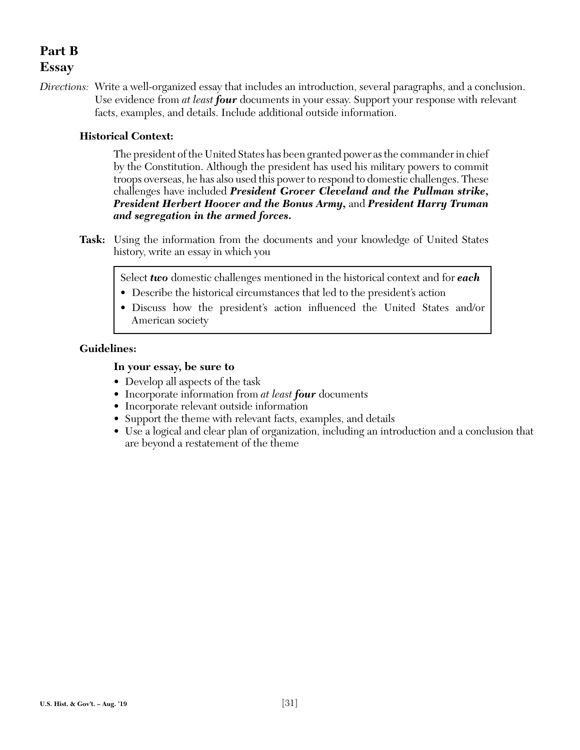# Part B
## Essay

*Directions:* Write a well-organized essay that includes an introduction, several paragraphs, and a conclusion. Use evidence from *at least **four*** documents in your essay. Support your response with relevant facts, examples, and details. Include additional outside information.

**Historical Context:**

The president of the United States has been granted power as the commander in chief by the Constitution. Although the president has used his military powers to commit troops overseas, he has also used this power to respond to domestic challenges. These challenges have included ***President Grover Cleveland and the Pullman strike***, ***President Herbert Hoover and the Bonus Army***, and ***President Harry Truman and segregation in the armed forces.***

**Task:** Using the information from the documents and your knowledge of United States history, write an essay in which you

> Select ***two*** domestic challenges mentioned in the historical context and for ***each***
> - Describe the historical circumstances that led to the president's action
> - Discuss how the president's action influenced the United States and/or American society

**Guidelines:**

**In your essay, be sure to**
- Develop all aspects of the task
- Incorporate information from *at least **four*** documents
- Incorporate relevant outside information
- Support the theme with relevant facts, examples, and details
- Use a logical and clear plan of organization, including an introduction and a conclusion that are beyond a restatement of the theme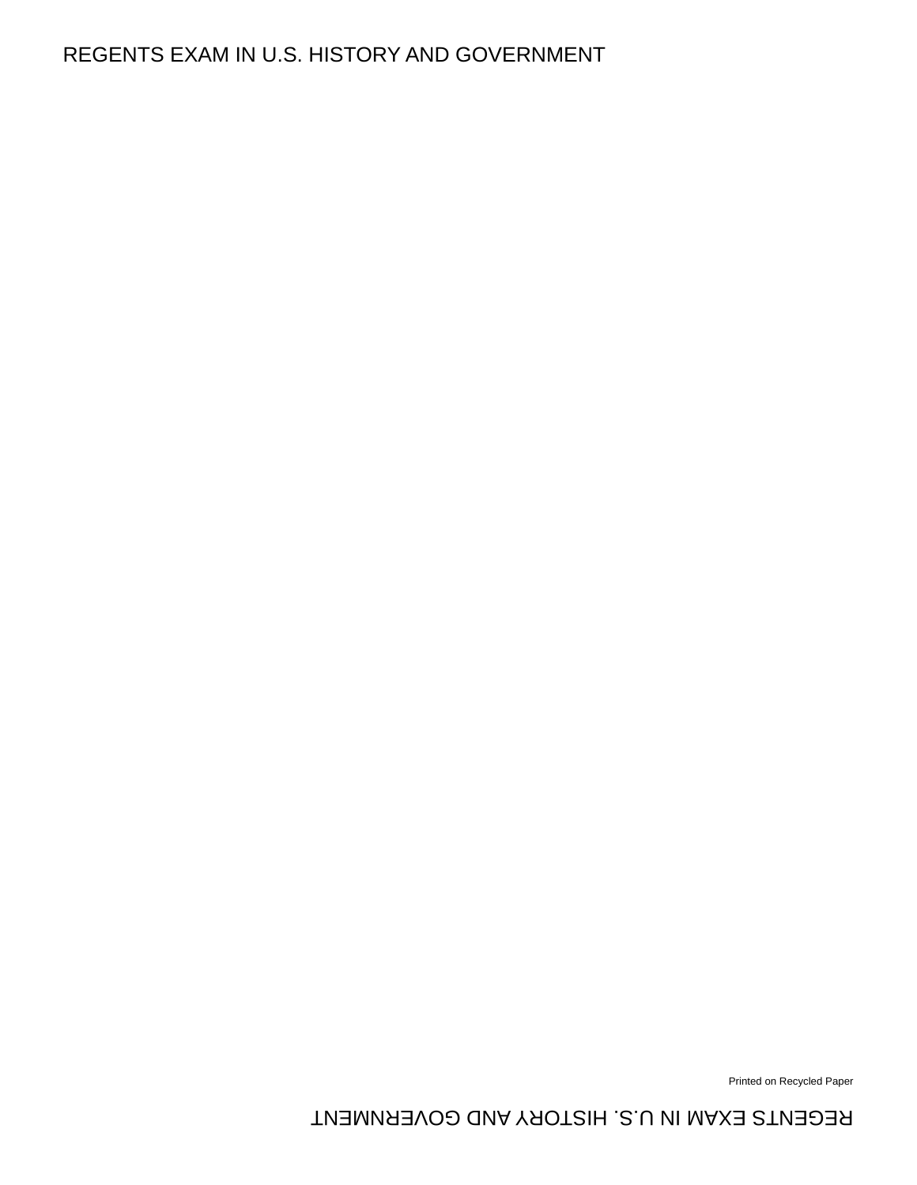REGENTS EXAM IN U.S. HISTORY AND GOVERNMENT

Printed on Recycled Paper

REGENTS EXAM IN U.S. HISTORY AND GOVERNMENT